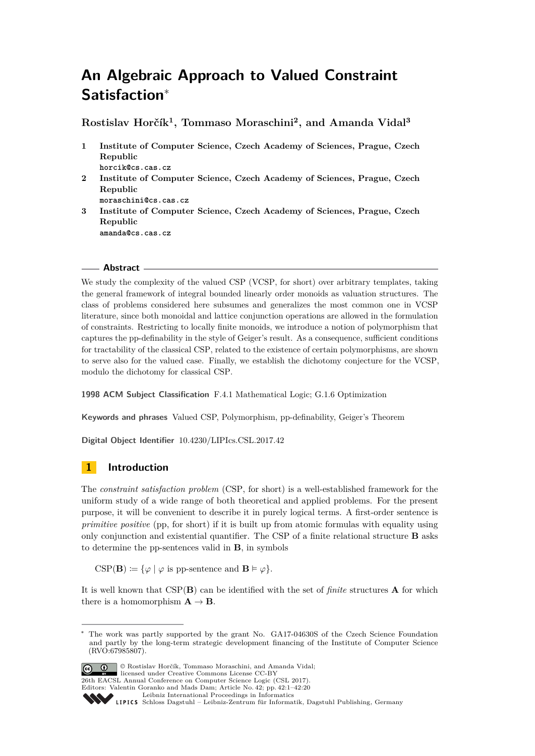# An Algebraic Approach to Valued Constraint Satisfaction*

**Rostislav Horčík[1], Tommaso Moraschini[2], and Amanda Vidal[3]**

1. **Institute of Computer Science, Czech Academy of Sciences, Prague, Czech Republic**
   horcik@cs.cas.cz
2. **Institute of Computer Science, Czech Academy of Sciences, Prague, Czech Republic**
   moraschini@cs.cas.cz
3. **Institute of Computer Science, Czech Academy of Sciences, Prague, Czech Republic**
   amanda@cs.cas.cz

## Abstract

We study the complexity of the valued CSP (VCSP, for short) over arbitrary templates, taking the general framework of integral bounded linearly order monoids as valuation structures. The class of problems considered here subsumes and generalizes the most common one in VCSP literature, since both monoidal and lattice conjunction operations are allowed in the formulation of constraints. Restricting to locally finite monoids, we introduce a notion of polymorphism that captures the pp-definability in the style of Geiger's result. As a consequence, sufficient conditions for tractability of the classical CSP, related to the existence of certain polymorphisms, are shown to serve also for the valued case. Finally, we establish the dichotomy conjecture for the VCSP, modulo the dichotomy for classical CSP.

**1998 ACM Subject Classification** F.4.1 Mathematical Logic; G.1.6 Optimization

**Keywords and phrases** Valued CSP, Polymorphism, pp-definability, Geiger's Theorem

**Digital Object Identifier** 10.4230/LIPIcs.CSL.2017.42

## 1 Introduction

The *constraint satisfaction problem* (CSP, for short) is a well-established framework for the uniform study of a wide range of both theoretical and applied problems. For the present purpose, it will be convenient to describe it in purely logical terms. A first-order sentence is *primitive positive* (pp, for short) if it is built up from atomic formulas with equality using only conjunction and existential quantifier. The CSP of a finite relational structure $\mathbf{B}$ asks to determine the pp-sentences valid in $\mathbf{B}$, in symbols

$$\mathrm{CSP}(\mathbf{B}) \coloneqq \{\varphi \mid \varphi \text{ is pp-sentence and } \mathbf{B} \vDash \varphi\}.$$

It is well known that $\mathrm{CSP}(\mathbf{B})$ can be identified with the set of *finite* structures $\mathbf{A}$ for which there is a homomorphism $\mathbf{A} \to \mathbf{B}$.

---

* The work was partly supported by the grant No. GA17-04630S of the Czech Science Foundation and partly by the long-term strategic development financing of the Institute of Computer Science (RVO:67985807).

© Rostislav Horčík, Tommaso Moraschini, and Amanda Vidal; licensed under Creative Commons License CC-BY
26th EACSL Annual Conference on Computer Science Logic (CSL 2017).
Editors: Valentin Goranko and Mads Dam; Article No. 42; pp. 42:1–42:20
Leibniz International Proceedings in Informatics
Schloss Dagstuhl – Leibniz-Zentrum für Informatik, Dagstuhl Publishing, Germany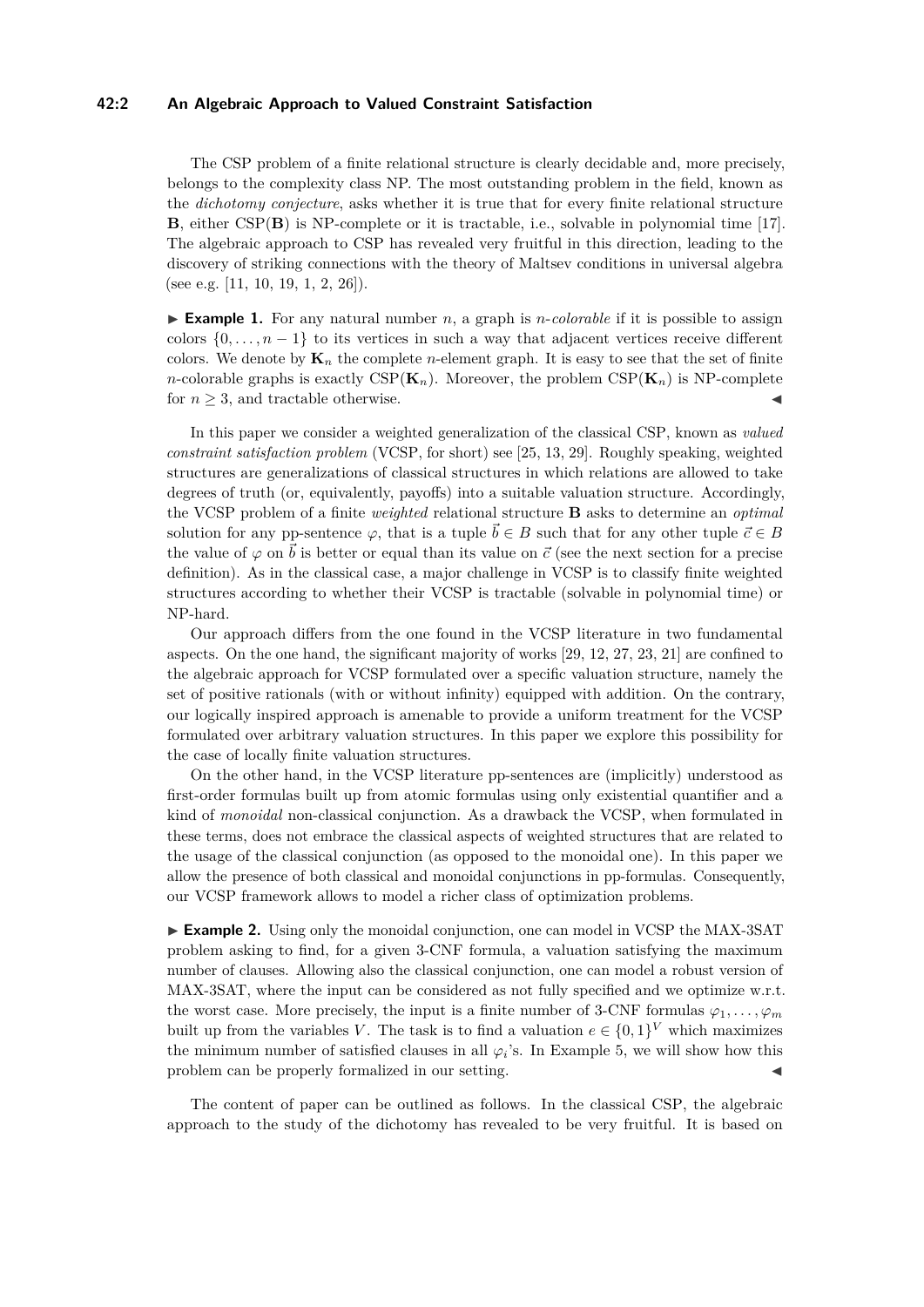The CSP problem of a finite relational structure is clearly decidable and, more precisely, belongs to the complexity class NP. The most outstanding problem in the field, known as the *dichotomy conjecture*, asks whether it is true that for every finite relational structure $\mathbf{B}$, either $\mathrm{CSP}(\mathbf{B})$ is NP-complete or it is tractable, i.e., solvable in polynomial time [17]. The algebraic approach to CSP has revealed very fruitful in this direction, leading to the discovery of striking connections with the theory of Maltsev conditions in universal algebra (see e.g. [11, 10, 19, 1, 2, 26]).

► **Example 1.** For any natural number $n$, a graph is *$n$-colorable* if it is possible to assign colors $\{0, \dots, n-1\}$ to its vertices in such a way that adjacent vertices receive different colors. We denote by $\mathbf{K}_n$ the complete $n$-element graph. It is easy to see that the set of finite $n$-colorable graphs is exactly $\mathrm{CSP}(\mathbf{K}_n)$. Moreover, the problem $\mathrm{CSP}(\mathbf{K}_n)$ is NP-complete for $n \geq 3$, and tractable otherwise. ◄

In this paper we consider a weighted generalization of the classical CSP, known as *valued constraint satisfaction problem* (VCSP, for short) see [25, 13, 29]. Roughly speaking, weighted structures are generalizations of classical structures in which relations are allowed to take degrees of truth (or, equivalently, payoffs) into a suitable valuation structure. Accordingly, the VCSP problem of a finite *weighted* relational structure $\mathbf{B}$ asks to determine an *optimal* solution for any pp-sentence $\varphi$, that is a tuple $\vec{b} \in B$ such that for any other tuple $\vec{c} \in B$ the value of $\varphi$ on $\vec{b}$ is better or equal than its value on $\vec{c}$ (see the next section for a precise definition). As in the classical case, a major challenge in VCSP is to classify finite weighted structures according to whether their VCSP is tractable (solvable in polynomial time) or NP-hard.

Our approach differs from the one found in the VCSP literature in two fundamental aspects. On the one hand, the significant majority of works [29, 12, 27, 23, 21] are confined to the algebraic approach for VCSP formulated over a specific valuation structure, namely the set of positive rationals (with or without infinity) equipped with addition. On the contrary, our logically inspired approach is amenable to provide a uniform treatment for the VCSP formulated over arbitrary valuation structures. In this paper we explore this possibility for the case of locally finite valuation structures.

On the other hand, in the VCSP literature pp-sentences are (implicitly) understood as first-order formulas built up from atomic formulas using only existential quantifier and a kind of *monoidal* non-classical conjunction. As a drawback the VCSP, when formulated in these terms, does not embrace the classical aspects of weighted structures that are related to the usage of the classical conjunction (as opposed to the monoidal one). In this paper we allow the presence of both classical and monoidal conjunctions in pp-formulas. Consequently, our VCSP framework allows to model a richer class of optimization problems.

► **Example 2.** Using only the monoidal conjunction, one can model in VCSP the MAX-3SAT problem asking to find, for a given 3-CNF formula, a valuation satisfying the maximum number of clauses. Allowing also the classical conjunction, one can model a robust version of MAX-3SAT, where the input can be considered as not fully specified and we optimize w.r.t. the worst case. More precisely, the input is a finite number of 3-CNF formulas $\varphi_1, \dots, \varphi_m$ built up from the variables $V$. The task is to find a valuation $e \in \{0,1\}^V$ which maximizes the minimum number of satisfied clauses in all $\varphi_i$'s. In Example 5, we will show how this problem can be properly formalized in our setting. ◄

The content of paper can be outlined as follows. In the classical CSP, the algebraic approach to the study of the dichotomy has revealed to be very fruitful. It is based on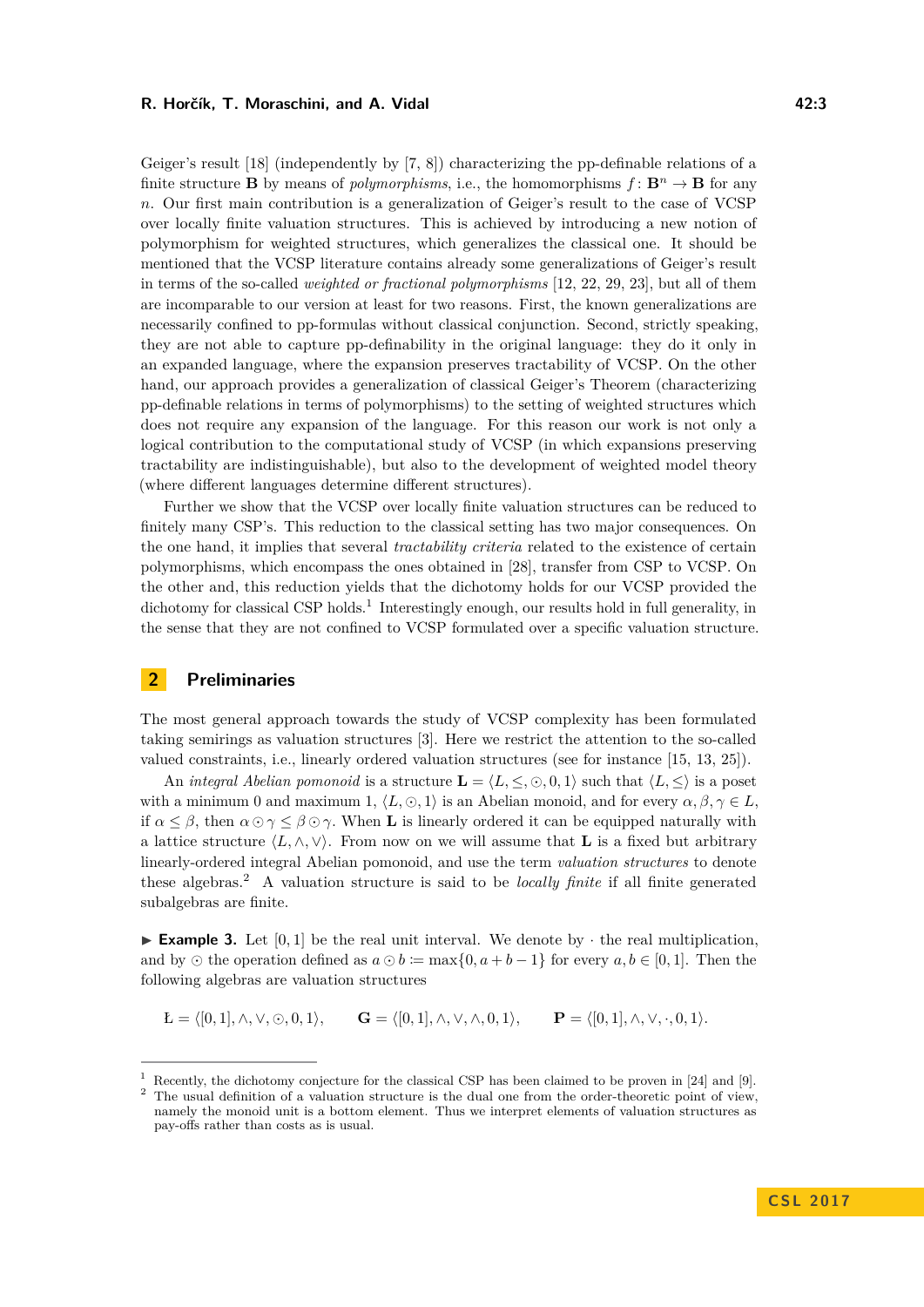Geiger's result [18] (independently by [7, 8]) characterizing the pp-definable relations of a finite structure $\mathbf{B}$ by means of *polymorphisms*, i.e., the homomorphisms $f\colon \mathbf{B}^n \to \mathbf{B}$ for any $n$. Our first main contribution is a generalization of Geiger's result to the case of VCSP over locally finite valuation structures. This is achieved by introducing a new notion of polymorphism for weighted structures, which generalizes the classical one. It should be mentioned that the VCSP literature contains already some generalizations of Geiger's result in terms of the so-called *weighted or fractional polymorphisms* [12, 22, 29, 23], but all of them are incomparable to our version at least for two reasons. First, the known generalizations are necessarily confined to pp-formulas without classical conjunction. Second, strictly speaking, they are not able to capture pp-definability in the original language: they do it only in an expanded language, where the expansion preserves tractability of VCSP. On the other hand, our approach provides a generalization of classical Geiger's Theorem (characterizing pp-definable relations in terms of polymorphisms) to the setting of weighted structures which does not require any expansion of the language. For this reason our work is not only a logical contribution to the computational study of VCSP (in which expansions preserving tractability are indistinguishable), but also to the development of weighted model theory (where different languages determine different structures).

Further we show that the VCSP over locally finite valuation structures can be reduced to finitely many CSP's. This reduction to the classical setting has two major consequences. On the one hand, it implies that several *tractability criteria* related to the existence of certain polymorphisms, which encompass the ones obtained in [28], transfer from CSP to VCSP. On the other and, this reduction yields that the dichotomy holds for our VCSP provided the dichotomy for classical CSP holds.[1] Interestingly enough, our results hold in full generality, in the sense that they are not confined to VCSP formulated over a specific valuation structure.

## 2 Preliminaries

The most general approach towards the study of VCSP complexity has been formulated taking semirings as valuation structures [3]. Here we restrict the attention to the so-called valued constraints, i.e., linearly ordered valuation structures (see for instance [15, 13, 25]).

An *integral Abelian pomonoid* is a structure $\mathbf{L} = \langle L, \leq, \odot, 0, 1\rangle$ such that $\langle L, \leq\rangle$ is a poset with a minimum 0 and maximum 1, $\langle L, \odot, 1\rangle$ is an Abelian monoid, and for every $\alpha, \beta, \gamma \in L$, if $\alpha \leq \beta$, then $\alpha \odot \gamma \leq \beta \odot \gamma$. When $\mathbf{L}$ is linearly ordered it can be equipped naturally with a lattice structure $\langle L, \wedge, \vee\rangle$. From now on we will assume that $\mathbf{L}$ is a fixed but arbitrary linearly-ordered integral Abelian pomonoid, and use the term *valuation structures* to denote these algebras.[2] A valuation structure is said to be *locally finite* if all finite generated subalgebras are finite.

▶ **Example 3.** Let $[0, 1]$ be the real unit interval. We denote by $\cdot$ the real multiplication, and by $\odot$ the operation defined as $a \odot b := \max\{0, a + b - 1\}$ for every $a, b \in [0, 1]$. Then the following algebras are valuation structures

$$\text{Ł} = \langle [0,1], \wedge, \vee, \odot, 0, 1\rangle, \qquad \mathbf{G} = \langle [0,1], \wedge, \vee, \wedge, 0, 1\rangle, \qquad \mathbf{P} = \langle [0,1], \wedge, \vee, \cdot, 0, 1\rangle.$$

---

[1] Recently, the dichotomy conjecture for the classical CSP has been claimed to be proven in [24] and [9].

[2] The usual definition of a valuation structure is the dual one from the order-theoretic point of view, namely the monoid unit is a bottom element. Thus we interpret elements of valuation structures as pay-offs rather than costs as is usual.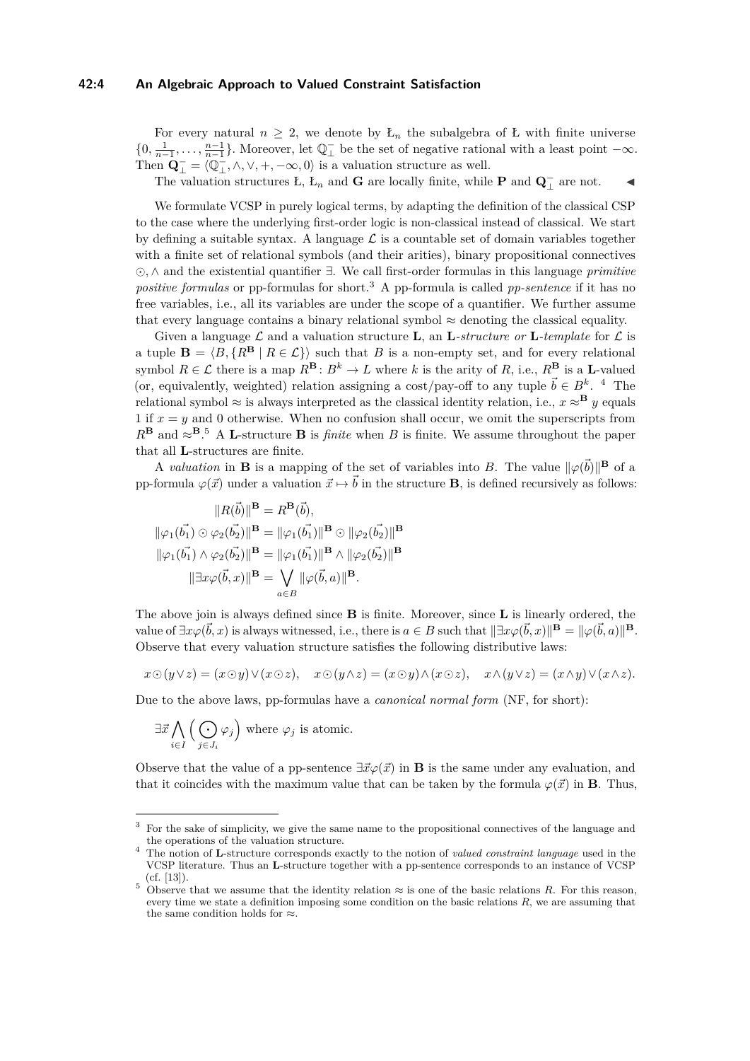For every natural $n \geq 2$, we denote by $Ł_n$ the subalgebra of Ł with finite universe $\{0, \frac{1}{n-1}, \ldots, \frac{n-1}{n-1}\}$. Moreover, let $\mathbb{Q}^-_\bot$ be the set of negative rational with a least point $-\infty$. Then $\mathbf{Q}^-_\bot = \langle \mathbb{Q}^-_\bot, \wedge, \vee, +, -\infty, 0\rangle$ is a valuation structure as well.

The valuation structures Ł, $Ł_n$ and $\mathbf{G}$ are locally finite, while $\mathbf{P}$ and $\mathbf{Q}^-_\bot$ are not. ◀

We formulate VCSP in purely logical terms, by adapting the definition of the classical CSP to the case where the underlying first-order logic is non-classical instead of classical. We start by defining a suitable syntax. A language $\mathcal{L}$ is a countable set of domain variables together with a finite set of relational symbols (and their arities), binary propositional connectives $\odot, \wedge$ and the existential quantifier $\exists$. We call first-order formulas in this language *primitive positive formulas* or pp-formulas for short.[3] A pp-formula is called *pp-sentence* if it has no free variables, i.e., all its variables are under the scope of a quantifier. We further assume that every language contains a binary relational symbol $\approx$ denoting the classical equality.

Given a language $\mathcal{L}$ and a valuation structure $\mathbf{L}$, an **L**-*structure or* **L**-*template* for $\mathcal{L}$ is a tuple $\mathbf{B} = \langle B, \{R^{\mathbf{B}} \mid R \in \mathcal{L}\}\rangle$ such that $B$ is a non-empty set, and for every relational symbol $R \in \mathcal{L}$ there is a map $R^{\mathbf{B}} \colon B^k \to L$ where $k$ is the arity of $R$, i.e., $R^{\mathbf{B}}$ is a **L**-valued (or, equivalently, weighted) relation assigning a cost/pay-off to any tuple $\vec{b} \in B^k$. [4] The relational symbol $\approx$ is always interpreted as the classical identity relation, i.e., $x \approx^{\mathbf{B}} y$ equals 1 if $x = y$ and 0 otherwise. When no confusion shall occur, we omit the superscripts from $R^{\mathbf{B}}$ and $\approx^{\mathbf{B}}$.[5] A **L**-structure **B** is *finite* when $B$ is finite. We assume throughout the paper that all **L**-structures are finite.

A *valuation* in **B** is a mapping of the set of variables into $B$. The value $\|\varphi(\vec{b})\|^{\mathbf{B}}$ of a pp-formula $\varphi(\vec{x})$ under a valuation $\vec{x} \mapsto \vec{b}$ in the structure **B**, is defined recursively as follows:

$$
\begin{aligned}
\|R(\vec{b})\|^{\mathbf{B}} &= R^{\mathbf{B}}(\vec{b}),\\
\|\varphi_1(\vec{b_1}) \odot \varphi_2(\vec{b_2})\|^{\mathbf{B}} &= \|\varphi_1(\vec{b_1})\|^{\mathbf{B}} \odot \|\varphi_2(\vec{b_2})\|^{\mathbf{B}}\\
\|\varphi_1(\vec{b_1}) \wedge \varphi_2(\vec{b_2})\|^{\mathbf{B}} &= \|\varphi_1(\vec{b_1})\|^{\mathbf{B}} \wedge \|\varphi_2(\vec{b_2})\|^{\mathbf{B}}\\
\|\exists x \varphi(\vec{b}, x)\|^{\mathbf{B}} &= \bigvee_{a \in B} \|\varphi(\vec{b}, a)\|^{\mathbf{B}}.
\end{aligned}
$$

The above join is always defined since **B** is finite. Moreover, since **L** is linearly ordered, the value of $\exists x \varphi(\vec{b}, x)$ is always witnessed, i.e., there is $a \in B$ such that $\|\exists x \varphi(\vec{b}, x)\|^{\mathbf{B}} = \|\varphi(\vec{b}, a)\|^{\mathbf{B}}$. Observe that every valuation structure satisfies the following distributive laws:

$$
x \odot (y \vee z) = (x \odot y) \vee (x \odot z), \quad x \odot (y \wedge z) = (x \odot y) \wedge (x \odot z), \quad x \wedge (y \vee z) = (x \wedge y) \vee (x \wedge z).
$$

Due to the above laws, pp-formulas have a *canonical normal form* (NF, for short):

$$
\exists \vec{x} \bigwedge_{i \in I} \Big( \bigodot_{j \in J_i} \varphi_j \Big) \text{ where } \varphi_j \text{ is atomic.}
$$

Observe that the value of a pp-sentence $\exists \vec{x} \varphi(\vec{x})$ in **B** is the same under any evaluation, and that it coincides with the maximum value that can be taken by the formula $\varphi(\vec{x})$ in **B**. Thus,

---

[3] For the sake of simplicity, we give the same name to the propositional connectives of the language and the operations of the valuation structure.

[4] The notion of **L**-structure corresponds exactly to the notion of *valued constraint language* used in the VCSP literature. Thus an **L**-structure together with a pp-sentence corresponds to an instance of VCSP (cf. [13]).

[5] Observe that we assume that the identity relation $\approx$ is one of the basic relations $R$. For this reason, every time we state a definition imposing some condition on the basic relations $R$, we are assuming that the same condition holds for $\approx$.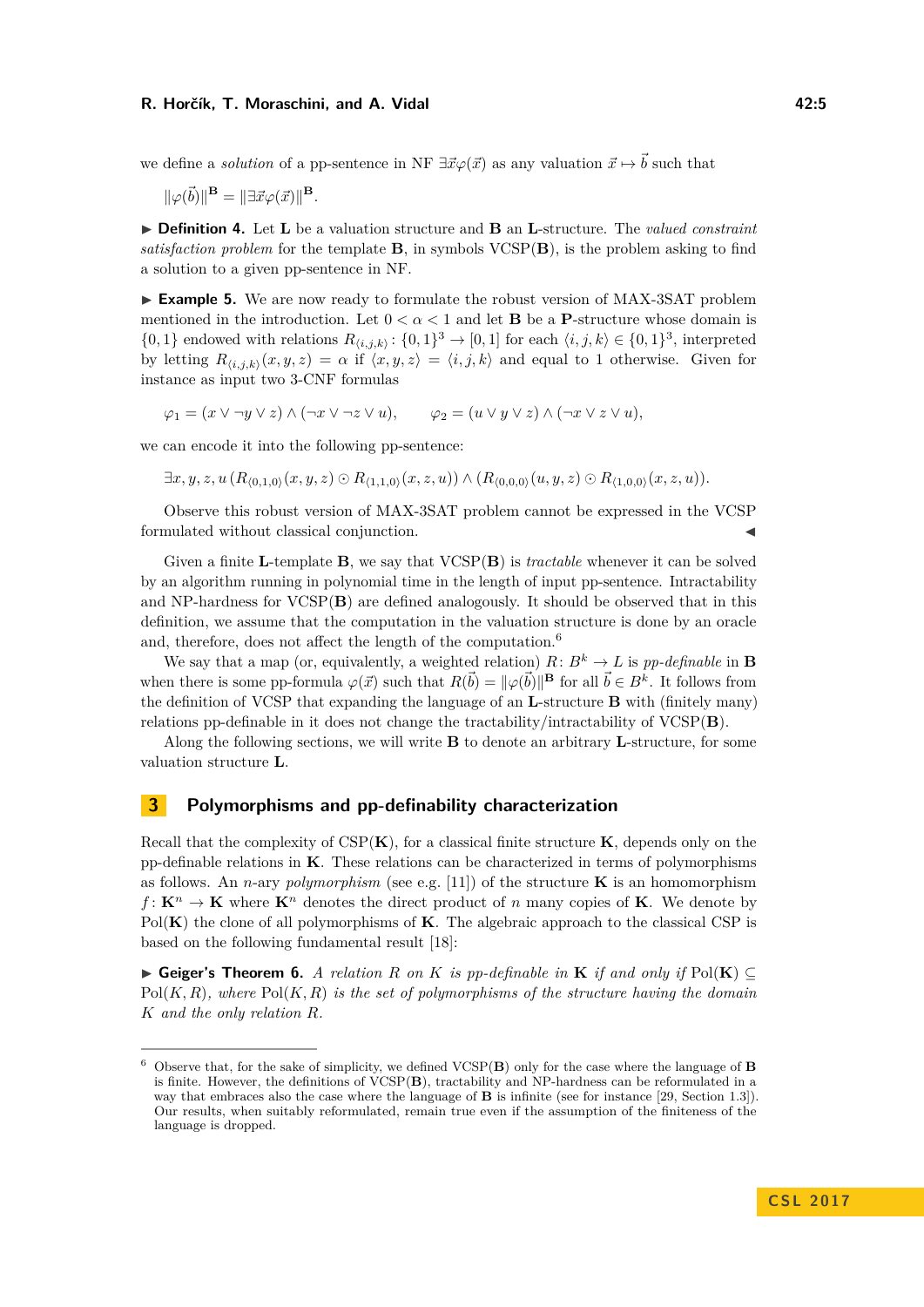we define a *solution* of a pp-sentence in NF $\exists\vec{x}\varphi(\vec{x})$ as any valuation $\vec{x} \mapsto \vec{b}$ such that

$$\|\varphi(\vec{b})\|^{\mathbf{B}} = \|\exists\vec{x}\varphi(\vec{x})\|^{\mathbf{B}}.$$

▶ **Definition 4.** Let $\mathbf{L}$ be a valuation structure and $\mathbf{B}$ an $\mathbf{L}$-structure. The *valued constraint satisfaction problem* for the template $\mathbf{B}$, in symbols VCSP($\mathbf{B}$), is the problem asking to find a solution to a given pp-sentence in NF.

▶ **Example 5.** We are now ready to formulate the robust version of MAX-3SAT problem mentioned in the introduction. Let $0 < \alpha < 1$ and let $\mathbf{B}$ be a $\mathbf{P}$-structure whose domain is $\{0,1\}$ endowed with relations $R_{\langle i,j,k\rangle} : \{0,1\}^3 \to [0,1]$ for each $\langle i,j,k\rangle \in \{0,1\}^3$, interpreted by letting $R_{\langle i,j,k\rangle}(x,y,z) = \alpha$ if $\langle x,y,z\rangle = \langle i,j,k\rangle$ and equal to 1 otherwise. Given for instance as input two 3-CNF formulas

$$\varphi_1 = (x \vee \neg y \vee z) \wedge (\neg x \vee \neg z \vee u), \qquad \varphi_2 = (u \vee y \vee z) \wedge (\neg x \vee z \vee u),$$

we can encode it into the following pp-sentence:

$$\exists x,y,z,u\,(R_{\langle 0,1,0\rangle}(x,y,z) \odot R_{\langle 1,1,0\rangle}(x,z,u)) \wedge (R_{\langle 0,0,0\rangle}(u,y,z) \odot R_{\langle 1,0,0\rangle}(x,z,u)).$$

Observe this robust version of MAX-3SAT problem cannot be expressed in the VCSP formulated without classical conjunction. ◀

Given a finite $\mathbf{L}$-template $\mathbf{B}$, we say that VCSP($\mathbf{B}$) is *tractable* whenever it can be solved by an algorithm running in polynomial time in the length of input pp-sentence. Intractability and NP-hardness for VCSP($\mathbf{B}$) are defined analogously. It should be observed that in this definition, we assume that the computation in the valuation structure is done by an oracle and, therefore, does not affect the length of the computation.[6]

We say that a map (or, equivalently, a weighted relation) $R : B^k \to L$ is *pp-definable* in $\mathbf{B}$ when there is some pp-formula $\varphi(\vec{x})$ such that $R(\vec{b}) = \|\varphi(\vec{b})\|^{\mathbf{B}}$ for all $\vec{b} \in B^k$. It follows from the definition of VCSP that expanding the language of an $\mathbf{L}$-structure $\mathbf{B}$ with (finitely many) relations pp-definable in it does not change the tractability/intractability of VCSP($\mathbf{B}$).

Along the following sections, we will write $\mathbf{B}$ to denote an arbitrary $\mathbf{L}$-structure, for some valuation structure $\mathbf{L}$.

## 3 Polymorphisms and pp-definability characterization

Recall that the complexity of CSP($\mathbf{K}$), for a classical finite structure $\mathbf{K}$, depends only on the pp-definable relations in $\mathbf{K}$. These relations can be characterized in terms of polymorphisms as follows. An $n$-ary *polymorphism* (see e.g. [11]) of the structure $\mathbf{K}$ is an homomorphism $f : \mathbf{K}^n \to \mathbf{K}$ where $\mathbf{K}^n$ denotes the direct product of $n$ many copies of $\mathbf{K}$. We denote by Pol($\mathbf{K}$) the clone of all polymorphisms of $\mathbf{K}$. The algebraic approach to the classical CSP is based on the following fundamental result [18]:

▶ **Geiger's Theorem 6.** *A relation $R$ on $K$ is pp-definable in $\mathbf{K}$ if and only if* Pol($\mathbf{K}$) $\subseteq$ Pol($K, R$)*, where* Pol($K, R$) *is the set of polymorphisms of the structure having the domain $K$ and the only relation $R$.*

---

[6] Observe that, for the sake of simplicity, we defined VCSP($\mathbf{B}$) only for the case where the language of $\mathbf{B}$ is finite. However, the definitions of VCSP($\mathbf{B}$), tractability and NP-hardness can be reformulated in a way that embraces also the case where the language of $\mathbf{B}$ is infinite (see for instance [29, Section 1.3]). Our results, when suitably reformulated, remain true even if the assumption of the finiteness of the language is dropped.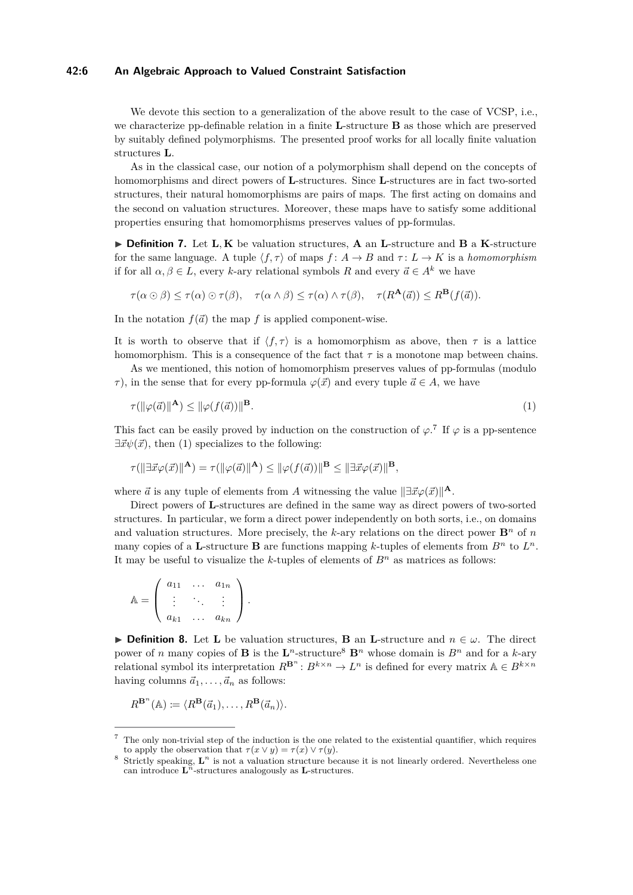We devote this section to a generalization of the above result to the case of VCSP, i.e., we characterize pp-definable relation in a finite **L**-structure **B** as those which are preserved by suitably defined polymorphisms. The presented proof works for all locally finite valuation structures **L**.

As in the classical case, our notion of a polymorphism shall depend on the concepts of homomorphisms and direct powers of **L**-structures. Since **L**-structures are in fact two-sorted structures, their natural homomorphisms are pairs of maps. The first acting on domains and the second on valuation structures. Moreover, these maps have to satisfy some additional properties ensuring that homomorphisms preserves values of pp-formulas.

▶ **Definition 7.** Let $\mathbf{L}, \mathbf{K}$ be valuation structures, $\mathbf{A}$ an **L**-structure and $\mathbf{B}$ a **K**-structure for the same language. A tuple $\langle f, \tau\rangle$ of maps $f\colon A \to B$ and $\tau\colon L \to K$ is a *homomorphism* if for all $\alpha, \beta \in L$, every $k$-ary relational symbols $R$ and every $\vec{a} \in A^k$ we have

$$\tau(\alpha \odot \beta) \leq \tau(\alpha) \odot \tau(\beta), \quad \tau(\alpha \wedge \beta) \leq \tau(\alpha) \wedge \tau(\beta), \quad \tau(R^{\mathbf{A}}(\vec{a})) \leq R^{\mathbf{B}}(f(\vec{a})).$$

In the notation $f(\vec{a})$ the map $f$ is applied component-wise.

It is worth to observe that if $\langle f, \tau\rangle$ is a homomorphism as above, then $\tau$ is a lattice homomorphism. This is a consequence of the fact that $\tau$ is a monotone map between chains.

As we mentioned, this notion of homomorphism preserves values of pp-formulas (modulo $\tau$), in the sense that for every pp-formula $\varphi(\vec{x})$ and every tuple $\vec{a} \in A$, we have

$$\tau(\|\varphi(\vec{a})\|^{\mathbf{A}}) \leq \|\varphi(f(\vec{a}))\|^{\mathbf{B}}. \tag{1}$$

This fact can be easily proved by induction on the construction of $\varphi$.[7] If $\varphi$ is a pp-sentence $\exists\vec{x}\psi(\vec{x})$, then (1) specializes to the following:

$$\tau(\|\exists\vec{x}\varphi(\vec{x})\|^{\mathbf{A}}) = \tau(\|\varphi(\vec{a})\|^{\mathbf{A}}) \leq \|\varphi(f(\vec{a}))\|^{\mathbf{B}} \leq \|\exists\vec{x}\varphi(\vec{x})\|^{\mathbf{B}},$$

where $\vec{a}$ is any tuple of elements from $A$ witnessing the value $\|\exists\vec{x}\varphi(\vec{x})\|^{\mathbf{A}}$.

Direct powers of **L**-structures are defined in the same way as direct powers of two-sorted structures. In particular, we form a direct power independently on both sorts, i.e., on domains and valuation structures. More precisely, the $k$-ary relations on the direct power $\mathbf{B}^n$ of $n$ many copies of a **L**-structure **B** are functions mapping $k$-tuples of elements from $B^n$ to $L^n$. It may be useful to visualize the $k$-tuples of elements of $B^n$ as matrices as follows:

$$\mathbb{A} = \begin{pmatrix} a_{11} & \dots & a_{1n} \\ \vdots & \ddots & \vdots \\ a_{k1} & \dots & a_{kn} \end{pmatrix}.$$

▶ **Definition 8.** Let **L** be valuation structures, **B** an **L**-structure and $n \in \omega$. The direct power of $n$ many copies of **B** is the $\mathbf{L}^n$-structure[8] $\mathbf{B}^n$ whose domain is $B^n$ and for a $k$-ary relational symbol its interpretation $R^{\mathbf{B}^n}\colon B^{k\times n} \to L^n$ is defined for every matrix $\mathbb{A} \in B^{k\times n}$ having columns $\vec{a}_1, \dots, \vec{a}_n$ as follows:

$$R^{\mathbf{B}^n}(\mathbb{A}) := \langle R^{\mathbf{B}}(\vec{a}_1), \dots, R^{\mathbf{B}}(\vec{a}_n)\rangle.$$

---

[7] The only non-trivial step of the induction is the one related to the existential quantifier, which requires to apply the observation that $\tau(x \vee y) = \tau(x) \vee \tau(y)$.

[8] Strictly speaking, $\mathbf{L}^n$ is not a valuation structure because it is not linearly ordered. Nevertheless one can introduce $\mathbf{L}^n$-structures analogously as **L**-structures.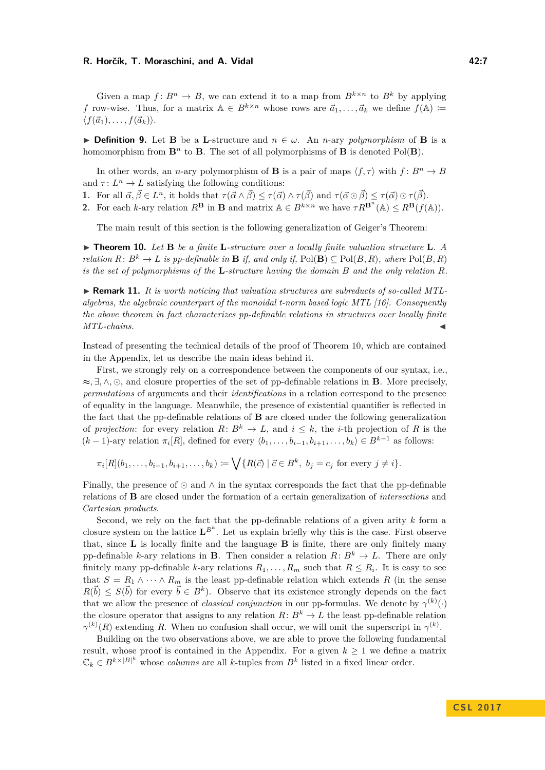Given a map $f\colon B^n \to B$, we can extend it to a map from $B^{k\times n}$ to $B^k$ by applying $f$ row-wise. Thus, for a matrix $\mathbb{A} \in B^{k\times n}$ whose rows are $\vec{a}_1, \dots, \vec{a}_k$ we define $f(\mathbb{A}) \coloneqq \langle f(\vec{a}_1), \dots, f(\vec{a}_k)\rangle$.

▶ **Definition 9.** Let $\mathbf{B}$ be a $\mathbf{L}$-structure and $n \in \omega$. An $n$-ary *polymorphism* of $\mathbf{B}$ is a homomorphism from $\mathbf{B}^n$ to $\mathbf{B}$. The set of all polymorphisms of $\mathbf{B}$ is denoted $\mathrm{Pol}(\mathbf{B})$.

In other words, an $n$-ary polymorphism of $\mathbf{B}$ is a pair of maps $\langle f, \tau\rangle$ with $f\colon B^n \to B$ and $\tau\colon L^n \to L$ satisfying the following conditions:

1. For all $\vec{\alpha}, \vec{\beta} \in L^n$, it holds that $\tau(\vec{\alpha} \wedge \vec{\beta}) \leq \tau(\vec{\alpha}) \wedge \tau(\vec{\beta})$ and $\tau(\vec{\alpha} \odot \vec{\beta}) \leq \tau(\vec{\alpha}) \odot \tau(\vec{\beta})$.
2. For each $k$-ary relation $R^{\mathbf{B}}$ in $\mathbf{B}$ and matrix $\mathbb{A} \in B^{k\times n}$ we have $\tau R^{\mathbf{B}^n}(\mathbb{A}) \leq R^{\mathbf{B}}(f(\mathbb{A}))$.

The main result of this section is the following generalization of Geiger's Theorem:

▶ **Theorem 10.** *Let $\mathbf{B}$ be a finite $\mathbf{L}$-structure over a locally finite valuation structure $\mathbf{L}$. A relation $R\colon B^k \to L$ is pp-definable in $\mathbf{B}$ if, and only if, $\mathrm{Pol}(\mathbf{B}) \subseteq \mathrm{Pol}(B, R)$, where $\mathrm{Pol}(B, R)$ is the set of polymorphisms of the $\mathbf{L}$-structure having the domain $B$ and the only relation $R$.*

▶ **Remark 11.** *It is worth noticing that valuation structures are subreducts of so-called MTL-algebras, the algebraic counterpart of the monoidal t-norm based logic MTL [16]. Consequently the above theorem in fact characterizes pp-definable relations in structures over locally finite MTL-chains.* ◀

Instead of presenting the technical details of the proof of Theorem 10, which are contained in the Appendix, let us describe the main ideas behind it.

First, we strongly rely on a correspondence between the components of our syntax, i.e., $\approx, \exists, \wedge, \odot$, and closure properties of the set of pp-definable relations in $\mathbf{B}$. More precisely, *permutations* of arguments and their *identifications* in a relation correspond to the presence of equality in the language. Meanwhile, the presence of existential quantifier is reflected in the fact that the pp-definable relations of $\mathbf{B}$ are closed under the following generalization of *projection*: for every relation $R\colon B^k \to L$, and $i \leq k$, the $i$-th projection of $R$ is the $(k-1)$-ary relation $\pi_i[R]$, defined for every $\langle b_1, \dots, b_{i-1}, b_{i+1}, \dots, b_k\rangle \in B^{k-1}$ as follows:

$$\pi_i[R](b_1, \dots, b_{i-1}, b_{i+1}, \dots, b_k) \coloneqq \bigvee\{R(\vec{c}) \mid \vec{c} \in B^k,\ b_j = c_j \text{ for every } j \neq i\}.$$

Finally, the presence of $\odot$ and $\wedge$ in the syntax corresponds the fact that the pp-definable relations of $\mathbf{B}$ are closed under the formation of a certain generalization of *intersections* and *Cartesian products*.

Second, we rely on the fact that the pp-definable relations of a given arity $k$ form a closure system on the lattice $\mathbf{L}^{B^k}$. Let us explain briefly why this is the case. First observe that, since $\mathbf{L}$ is locally finite and the language $\mathbf{B}$ is finite, there are only finitely many pp-definable $k$-ary relations in $\mathbf{B}$. Then consider a relation $R\colon B^k \to L$. There are only finitely many pp-definable $k$-ary relations $R_1, \dots, R_m$ such that $R \leq R_i$. It is easy to see that $S = R_1 \wedge \dots \wedge R_m$ is the least pp-definable relation which extends $R$ (in the sense $R(\vec{b}) \leq S(\vec{b})$ for every $\vec{b} \in B^k$). Observe that its existence strongly depends on the fact that we allow the presence of *classical conjunction* in our pp-formulas. We denote by $\gamma^{(k)}(\cdot)$ the closure operator that assigns to any relation $R\colon B^k \to L$ the least pp-definable relation $\gamma^{(k)}(R)$ extending $R$. When no confusion shall occur, we will omit the superscript in $\gamma^{(k)}$.

Building on the two observations above, we are able to prove the following fundamental result, whose proof is contained in the Appendix. For a given $k \geq 1$ we define a matrix $\mathbb{C}_k \in B^{k\times|B|^k}$ whose *columns* are all $k$-tuples from $B^k$ listed in a fixed linear order.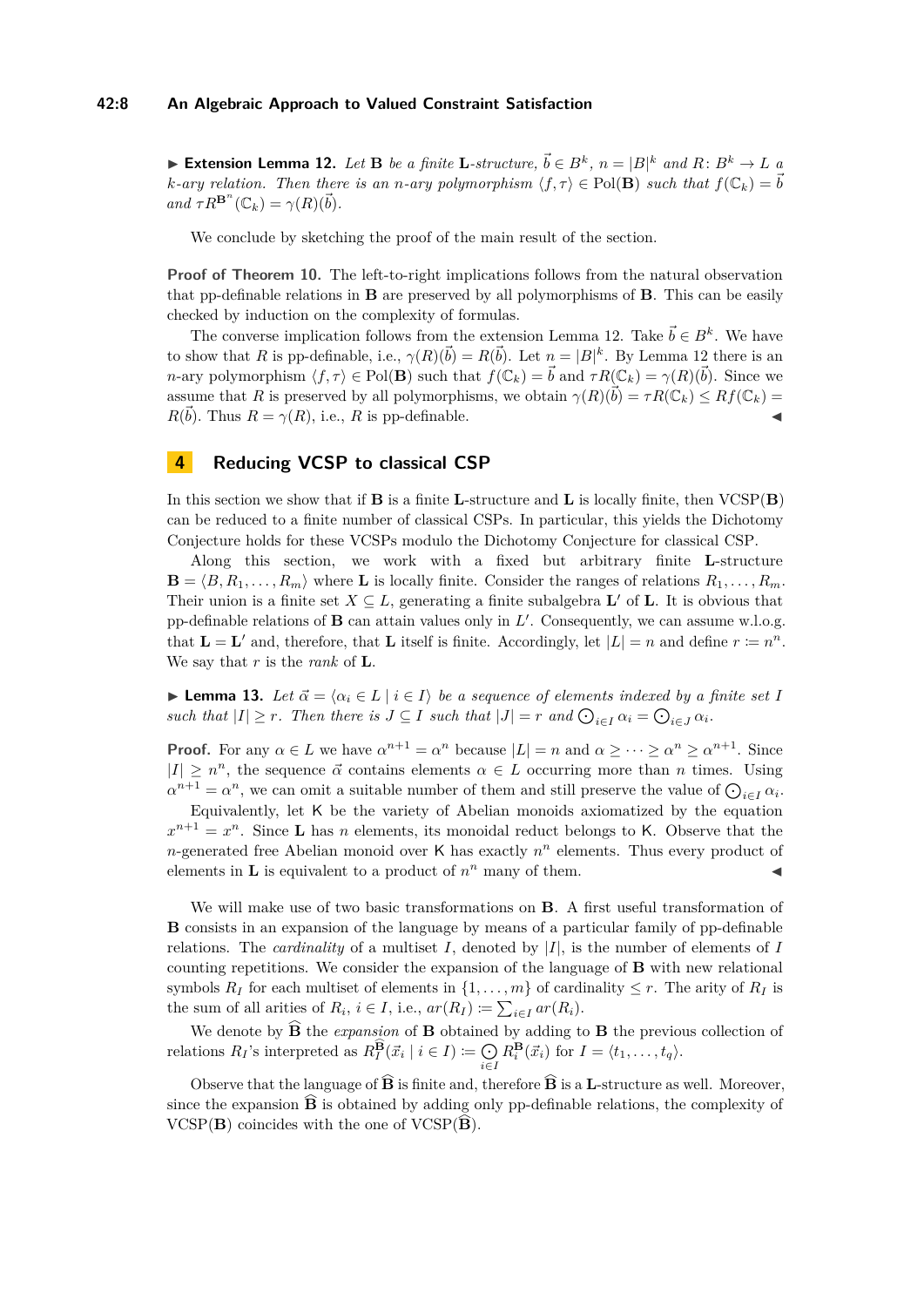▶ **Extension Lemma 12.** *Let* $\mathbf{B}$ *be a finite* $\mathbf{L}$*-structure,* $\vec{b} \in B^k$*,* $n = |B|^k$ *and* $R \colon B^k \to L$ *a* $k$*-ary relation. Then there is an* $n$*-ary polymorphism* $\langle f, \tau \rangle \in \mathrm{Pol}(\mathbf{B})$ *such that* $f(\mathbb{C}_k) = \vec{b}$ *and* $\tau R^{\mathbf{B}^n}(\mathbb{C}_k) = \gamma(R)(\vec{b})$*.*

We conclude by sketching the proof of the main result of the section.

**Proof of Theorem 10.** The left-to-right implications follows from the natural observation that pp-definable relations in $\mathbf{B}$ are preserved by all polymorphisms of $\mathbf{B}$. This can be easily checked by induction on the complexity of formulas.

The converse implication follows from the extension Lemma 12. Take $\vec{b} \in B^k$. We have to show that $R$ is pp-definable, i.e., $\gamma(R)(\vec{b}) = R(\vec{b})$. Let $n = |B|^k$. By Lemma 12 there is an $n$-ary polymorphism $\langle f, \tau \rangle \in \mathrm{Pol}(\mathbf{B})$ such that $f(\mathbb{C}_k) = \vec{b}$ and $\tau R(\mathbb{C}_k) = \gamma(R)(\vec{b})$. Since we assume that $R$ is preserved by all polymorphisms, we obtain $\gamma(R)(\vec{b}) = \tau R(\mathbb{C}_k) \leq R f(\mathbb{C}_k) = R(\vec{b})$. Thus $R = \gamma(R)$, i.e., $R$ is pp-definable. ◀

## 4 Reducing VCSP to classical CSP

In this section we show that if $\mathbf{B}$ is a finite $\mathbf{L}$-structure and $\mathbf{L}$ is locally finite, then VCSP($\mathbf{B}$) can be reduced to a finite number of classical CSPs. In particular, this yields the Dichotomy Conjecture holds for these VCSPs modulo the Dichotomy Conjecture for classical CSP.

Along this section, we work with a fixed but arbitrary finite $\mathbf{L}$-structure $\mathbf{B} = \langle B, R_1, \dots, R_m \rangle$ where $\mathbf{L}$ is locally finite. Consider the ranges of relations $R_1, \dots, R_m$. Their union is a finite set $X \subseteq L$, generating a finite subalgebra $\mathbf{L}'$ of $\mathbf{L}$. It is obvious that pp-definable relations of $\mathbf{B}$ can attain values only in $L'$. Consequently, we can assume w.l.o.g. that $\mathbf{L} = \mathbf{L}'$ and, therefore, that $\mathbf{L}$ itself is finite. Accordingly, let $|L| = n$ and define $r \coloneqq n^n$. We say that $r$ is the *rank* of $\mathbf{L}$.

▶ **Lemma 13.** *Let* $\vec{\alpha} = \langle \alpha_i \in L \mid i \in I \rangle$ *be a sequence of elements indexed by a finite set* $I$ *such that* $|I| \geq r$*. Then there is* $J \subseteq I$ *such that* $|J| = r$ *and* $\bigodot_{i \in I} \alpha_i = \bigodot_{i \in J} \alpha_i$*.*

**Proof.** For any $\alpha \in L$ we have $\alpha^{n+1} = \alpha^n$ because $|L| = n$ and $\alpha \geq \dots \geq \alpha^n \geq \alpha^{n+1}$. Since $|I| \geq n^n$, the sequence $\vec{\alpha}$ contains elements $\alpha \in L$ occurring more than $n$ times. Using $\alpha^{n+1} = \alpha^n$, we can omit a suitable number of them and still preserve the value of $\bigodot_{i \in I} \alpha_i$.

Equivalently, let $\mathsf{K}$ be the variety of Abelian monoids axiomatized by the equation $x^{n+1} = x^n$. Since $\mathbf{L}$ has $n$ elements, its monoidal reduct belongs to $\mathsf{K}$. Observe that the $n$-generated free Abelian monoid over $\mathsf{K}$ has exactly $n^n$ elements. Thus every product of elements in $\mathbf{L}$ is equivalent to a product of $n^n$ many of them. ◀

We will make use of two basic transformations on $\mathbf{B}$. A first useful transformation of $\mathbf{B}$ consists in an expansion of the language by means of a particular family of pp-definable relations. The *cardinality* of a multiset $I$, denoted by $|I|$, is the number of elements of $I$ counting repetitions. We consider the expansion of the language of $\mathbf{B}$ with new relational symbols $R_I$ for each multiset of elements in $\{1, \dots, m\}$ of cardinality $\leq r$. The arity of $R_I$ is the sum of all arities of $R_i$, $i \in I$, i.e., $ar(R_I) \coloneqq \sum_{i \in I} ar(R_i)$.

We denote by $\widehat{\mathbf{B}}$ the *expansion* of $\mathbf{B}$ obtained by adding to $\mathbf{B}$ the previous collection of relations $R_I$'s interpreted as $R_I^{\widehat{\mathbf{B}}}(\vec{x}_i \mid i \in I) \coloneqq \bigodot_{i \in I} R_i^{\mathbf{B}}(\vec{x}_i)$ for $I = \langle t_1, \dots, t_q \rangle$.

Observe that the language of $\widehat{\mathbf{B}}$ is finite and, therefore $\widehat{\mathbf{B}}$ is a $\mathbf{L}$-structure as well. Moreover, since the expansion $\widehat{\mathbf{B}}$ is obtained by adding only pp-definable relations, the complexity of VCSP($\mathbf{B}$) coincides with the one of VCSP($\widehat{\mathbf{B}}$).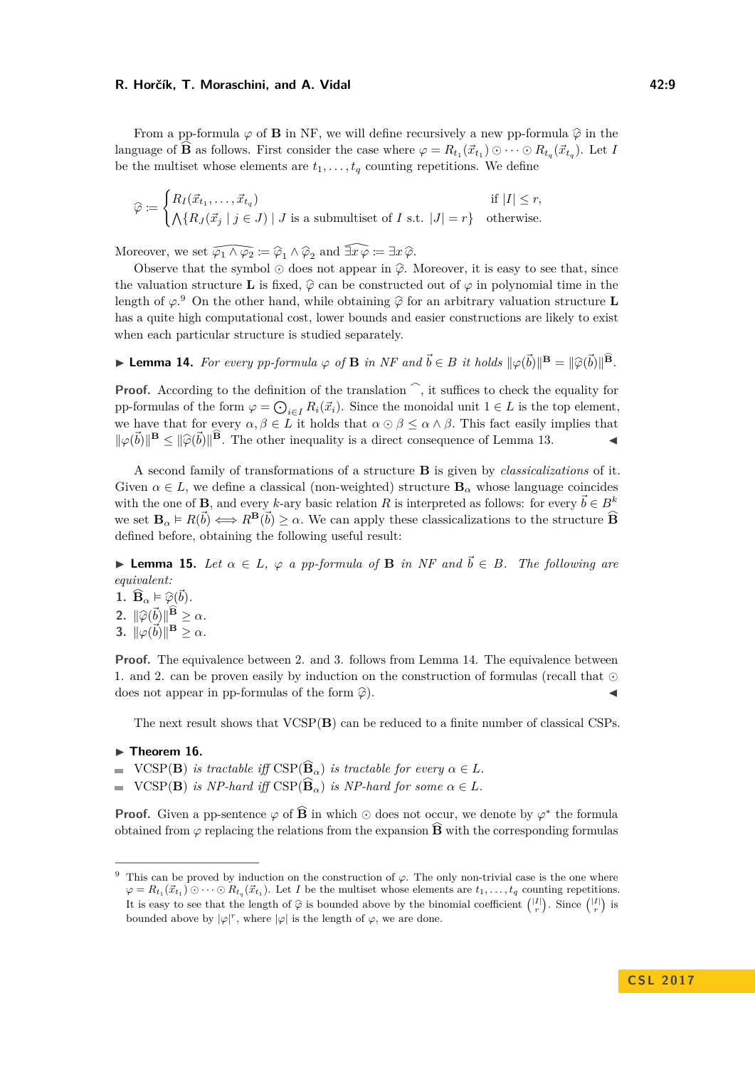From a pp-formula $\varphi$ of $\mathbf{B}$ in NF, we will define recursively a new pp-formula $\widehat{\varphi}$ in the language of $\widehat{\mathbf{B}}$ as follows. First consider the case where $\varphi = R_{t_1}(\vec{x}_{t_1}) \odot \cdots \odot R_{t_q}(\vec{x}_{t_q})$. Let $I$ be the multiset whose elements are $t_1, \ldots, t_q$ counting repetitions. We define

$$\widehat{\varphi} := \begin{cases} R_I(\vec{x}_{t_1}, \ldots, \vec{x}_{t_q}) & \text{if } |I| \leq r, \\ \bigwedge\{R_J(\vec{x}_j \mid j \in J) \mid J \text{ is a submultiset of } I \text{ s.t. } |J| = r\} & \text{otherwise.} \end{cases}$$

Moreover, we set $\widehat{\varphi_1 \wedge \varphi_2} := \widehat{\varphi}_1 \wedge \widehat{\varphi}_2$ and $\widehat{\exists x\, \varphi} := \exists x\, \widehat{\varphi}$.

Observe that the symbol $\odot$ does not appear in $\widehat{\varphi}$. Moreover, it is easy to see that, since the valuation structure $\mathbf{L}$ is fixed, $\widehat{\varphi}$ can be constructed out of $\varphi$ in polynomial time in the length of $\varphi$.[9] On the other hand, while obtaining $\widehat{\varphi}$ for an arbitrary valuation structure $\mathbf{L}$ has a quite high computational cost, lower bounds and easier constructions are likely to exist when each particular structure is studied separately.

▶ **Lemma 14.** *For every pp-formula $\varphi$ of $\mathbf{B}$ in NF and $\vec{b} \in B$ it holds $\|\varphi(\vec{b})\|^{\mathbf{B}} = \|\widehat{\varphi}(\vec{b})\|^{\widehat{\mathbf{B}}}$.*

**Proof.** According to the definition of the translation $\widehat{\ }$, it suffices to check the equality for pp-formulas of the form $\varphi = \bigodot_{i \in I} R_i(\vec{x}_i)$. Since the monoidal unit $1 \in L$ is the top element, we have that for every $\alpha, \beta \in L$ it holds that $\alpha \odot \beta \leq \alpha \wedge \beta$. This fact easily implies that $\|\varphi(\vec{b})\|^{\mathbf{B}} \leq \|\widehat{\varphi}(\vec{b})\|^{\widehat{\mathbf{B}}}$. The other inequality is a direct consequence of Lemma 13. ◀

A second family of transformations of a structure $\mathbf{B}$ is given by *classicalizations* of it. Given $\alpha \in L$, we define a classical (non-weighted) structure $\mathbf{B}_\alpha$ whose language coincides with the one of $\mathbf{B}$, and every $k$-ary basic relation $R$ is interpreted as follows: for every $\vec{b} \in B^k$ we set $\mathbf{B}_\alpha \vDash R(\vec{b}) \iff R^{\mathbf{B}}(\vec{b}) \geq \alpha$. We can apply these classicalizations to the structure $\widehat{\mathbf{B}}$ defined before, obtaining the following useful result:

▶ **Lemma 15.** *Let $\alpha \in L$, $\varphi$ a pp-formula of $\mathbf{B}$ in NF and $\vec{b} \in B$. The following are equivalent:*

1. $\widehat{\mathbf{B}}_\alpha \vDash \widehat{\varphi}(\vec{b})$.
2. $\|\widehat{\varphi}(\vec{b})\|^{\widehat{\mathbf{B}}} \geq \alpha$.
3. $\|\varphi(\vec{b})\|^{\mathbf{B}} \geq \alpha$.

**Proof.** The equivalence between 2. and 3. follows from Lemma 14. The equivalence between 1. and 2. can be proven easily by induction on the construction of formulas (recall that $\odot$ does not appear in pp-formulas of the form $\widehat{\varphi}$). ◀

The next result shows that VCSP($\mathbf{B}$) can be reduced to a finite number of classical CSPs.

▶ **Theorem 16.**

- VCSP($\mathbf{B}$) *is tractable iff* CSP($\widehat{\mathbf{B}}_\alpha$) *is tractable for every* $\alpha \in L$.
- VCSP($\mathbf{B}$) *is NP-hard iff* CSP($\widehat{\mathbf{B}}_\alpha$) *is NP-hard for some* $\alpha \in L$.

**Proof.** Given a pp-sentence $\varphi$ of $\widehat{\mathbf{B}}$ in which $\odot$ does not occur, we denote by $\varphi^*$ the formula obtained from $\varphi$ replacing the relations from the expansion $\widehat{\mathbf{B}}$ with the corresponding formulas

---

[9] This can be proved by induction on the construction of $\varphi$. The only non-trivial case is the one where $\varphi = R_{t_1}(\vec{x}_{t_1}) \odot \cdots \odot R_{t_q}(\vec{x}_{t_1})$. Let $I$ be the multiset whose elements are $t_1, \ldots, t_q$ counting repetitions. It is easy to see that the length of $\widehat{\varphi}$ is bounded above by the binomial coefficient $\binom{|I|}{r}$. Since $\binom{|I|}{r}$ is bounded above by $|\varphi|^r$, where $|\varphi|$ is the length of $\varphi$, we are done.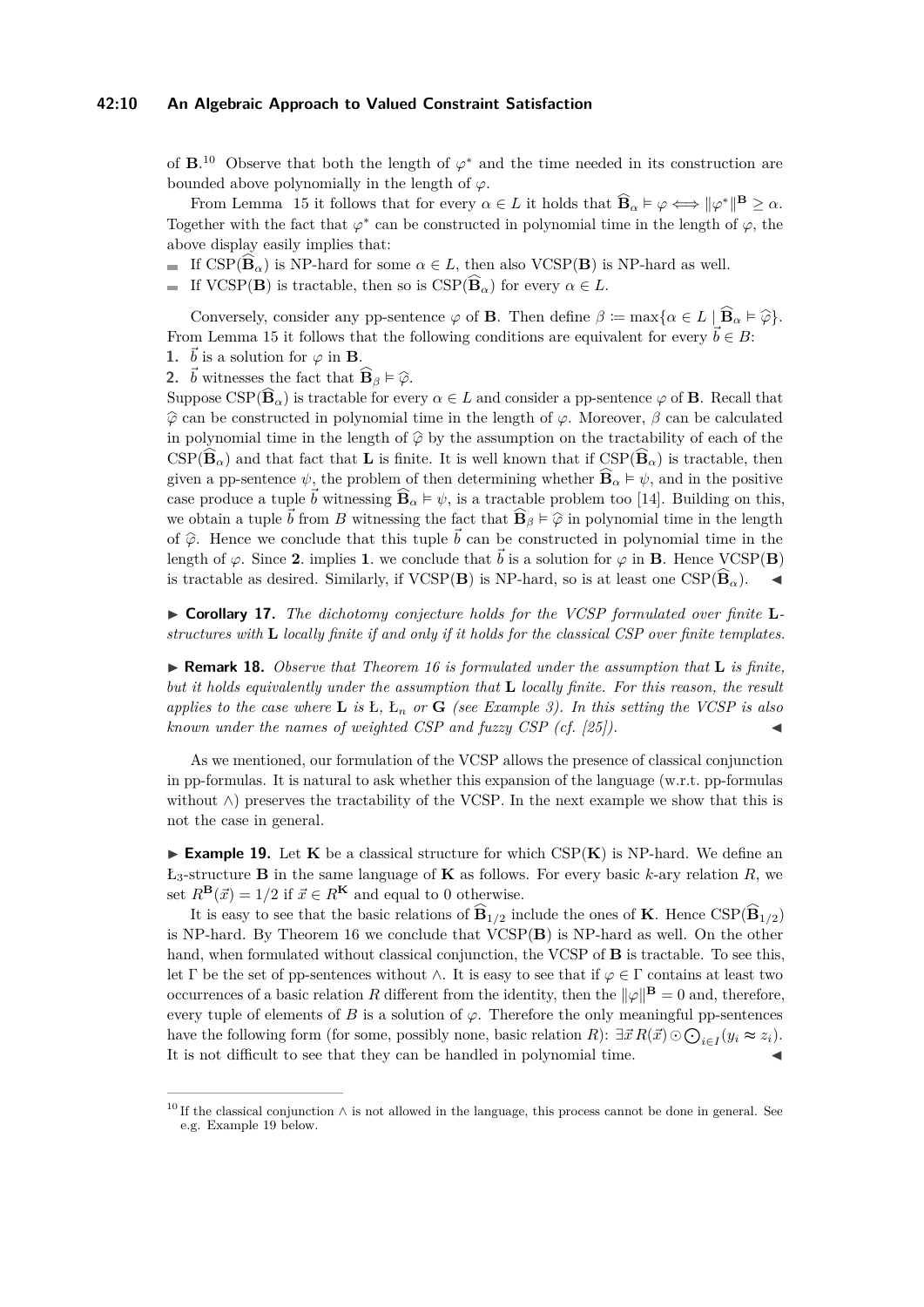of $\mathbf{B}$.[10] Observe that both the length of $\varphi^*$ and the time needed in its construction are bounded above polynomially in the length of $\varphi$.

From Lemma 15 it follows that for every $\alpha \in L$ it holds that $\widehat{\mathbf{B}}_\alpha \vDash \varphi \iff \|\varphi^*\|^{\mathbf{B}} \geq \alpha$. Together with the fact that $\varphi^*$ can be constructed in polynomial time in the length of $\varphi$, the above display easily implies that:

- If $\mathrm{CSP}(\widehat{\mathbf{B}}_\alpha)$ is NP-hard for some $\alpha \in L$, then also $\mathrm{VCSP}(\mathbf{B})$ is NP-hard as well.
- If $\mathrm{VCSP}(\mathbf{B})$ is tractable, then so is $\mathrm{CSP}(\widehat{\mathbf{B}}_\alpha)$ for every $\alpha \in L$.

Conversely, consider any pp-sentence $\varphi$ of $\mathbf{B}$. Then define $\beta \coloneqq \max\{\alpha \in L \mid \widehat{\mathbf{B}}_\alpha \vDash \widehat{\varphi}\}$. From Lemma 15 it follows that the following conditions are equivalent for every $\vec{b} \in B$:

1. $\vec{b}$ is a solution for $\varphi$ in $\mathbf{B}$.
2. $\vec{b}$ witnesses the fact that $\widehat{\mathbf{B}}_\beta \vDash \widehat{\varphi}$.

Suppose $\mathrm{CSP}(\widehat{\mathbf{B}}_\alpha)$ is tractable for every $\alpha \in L$ and consider a pp-sentence $\varphi$ of $\mathbf{B}$. Recall that $\widehat{\varphi}$ can be constructed in polynomial time in the length of $\varphi$. Moreover, $\beta$ can be calculated in polynomial time in the length of $\widehat{\varphi}$ by the assumption on the tractability of each of the $\mathrm{CSP}(\widehat{\mathbf{B}}_\alpha)$ and that fact that $\mathbf{L}$ is finite. It is well known that if $\mathrm{CSP}(\widehat{\mathbf{B}}_\alpha)$ is tractable, then given a pp-sentence $\psi$, the problem of then determining whether $\widehat{\mathbf{B}}_\alpha \vDash \psi$, and in the positive case produce a tuple $\vec{b}$ witnessing $\widehat{\mathbf{B}}_\alpha \vDash \psi$, is a tractable problem too [14]. Building on this, we obtain a tuple $\vec{b}$ from $B$ witnessing the fact that $\widehat{\mathbf{B}}_\beta \vDash \widehat{\varphi}$ in polynomial time in the length of $\widehat{\varphi}$. Hence we conclude that this tuple $\vec{b}$ can be constructed in polynomial time in the length of $\varphi$. Since **2.** implies **1.** we conclude that $\vec{b}$ is a solution for $\varphi$ in $\mathbf{B}$. Hence $\mathrm{VCSP}(\mathbf{B})$ is tractable as desired. Similarly, if $\mathrm{VCSP}(\mathbf{B})$ is NP-hard, so is at least one $\mathrm{CSP}(\widehat{\mathbf{B}}_\alpha)$. ◀

▶ **Corollary 17.** *The dichotomy conjecture holds for the VCSP formulated over finite $\mathbf{L}$-structures with $\mathbf{L}$ locally finite if and only if it holds for the classical CSP over finite templates.*

▶ **Remark 18.** *Observe that Theorem 16 is formulated under the assumption that $\mathbf{L}$ is finite, but it holds equivalently under the assumption that $\mathbf{L}$ locally finite. For this reason, the result applies to the case where $\mathbf{L}$ is Ł, Ł$_n$ or $\mathbf{G}$ (see Example 3). In this setting the VCSP is also known under the names of weighted CSP and fuzzy CSP (cf. [25]).* ◀

As we mentioned, our formulation of the VCSP allows the presence of classical conjunction in pp-formulas. It is natural to ask whether this expansion of the language (w.r.t. pp-formulas without $\wedge$) preserves the tractability of the VCSP. In the next example we show that this is not the case in general.

▶ **Example 19.** Let $\mathbf{K}$ be a classical structure for which $\mathrm{CSP}(\mathbf{K})$ is NP-hard. We define an Ł$_3$-structure $\mathbf{B}$ in the same language of $\mathbf{K}$ as follows. For every basic $k$-ary relation $R$, we set $R^{\mathbf{B}}(\vec{x}) = 1/2$ if $\vec{x} \in R^{\mathbf{K}}$ and equal to 0 otherwise.

It is easy to see that the basic relations of $\widehat{\mathbf{B}}_{1/2}$ include the ones of $\mathbf{K}$. Hence $\mathrm{CSP}(\widehat{\mathbf{B}}_{1/2})$ is NP-hard. By Theorem 16 we conclude that $\mathrm{VCSP}(\mathbf{B})$ is NP-hard as well. On the other hand, when formulated without classical conjunction, the VCSP of $\mathbf{B}$ is tractable. To see this, let $\Gamma$ be the set of pp-sentences without $\wedge$. It is easy to see that if $\varphi \in \Gamma$ contains at least two occurrences of a basic relation $R$ different from the identity, then the $\|\varphi\|^{\mathbf{B}} = 0$ and, therefore, every tuple of elements of $B$ is a solution of $\varphi$. Therefore the only meaningful pp-sentences have the following form (for some, possibly none, basic relation $R$): $\exists \vec{x}\, R(\vec{x}) \odot \bigodot_{i \in I}(y_i \approx z_i)$. It is not difficult to see that they can be handled in polynomial time. ◀

---

[10] If the classical conjunction $\wedge$ is not allowed in the language, this process cannot be done in general. See e.g. Example 19 below.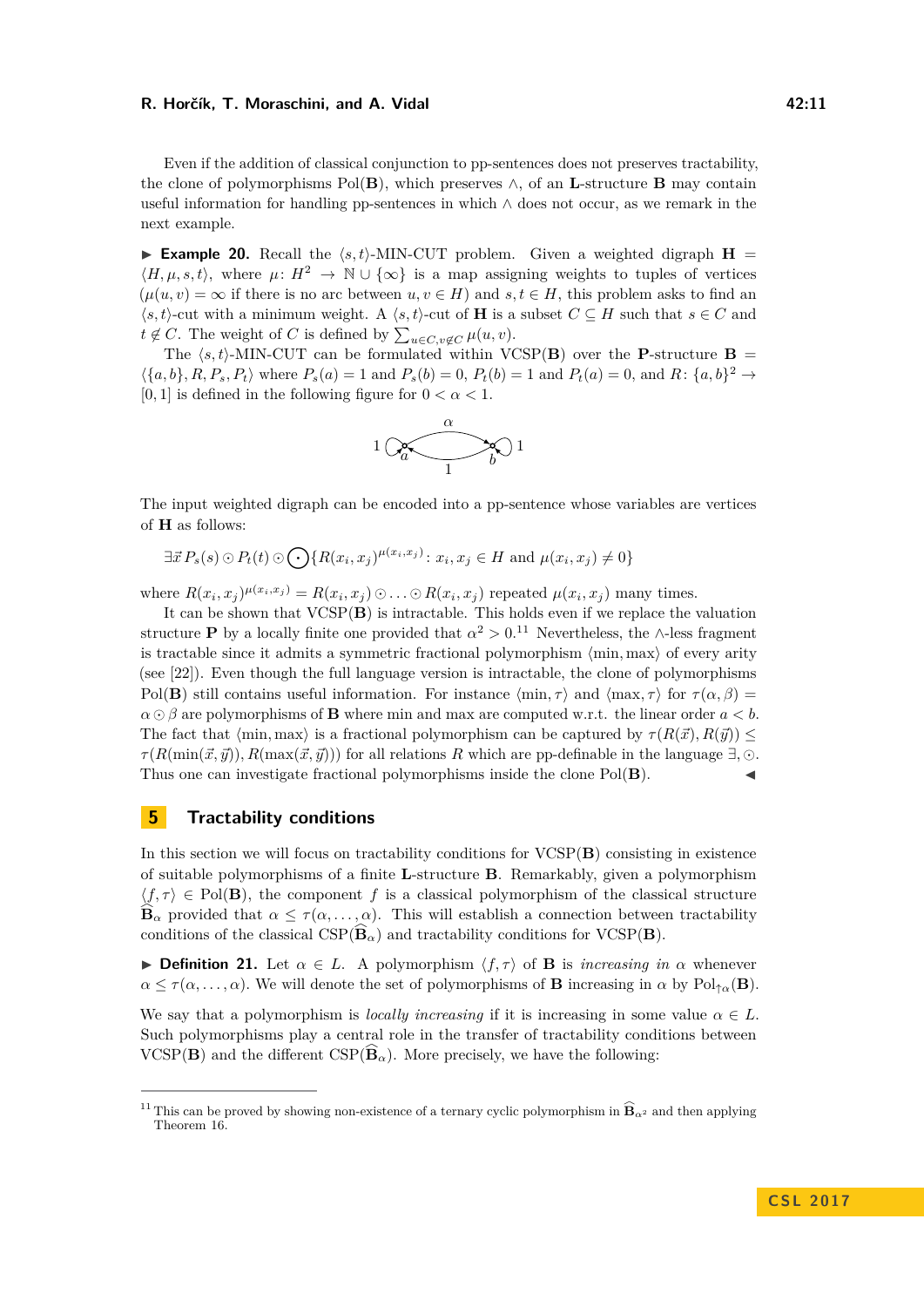Even if the addition of classical conjunction to pp-sentences does not preserves tractability, the clone of polymorphisms $\mathrm{Pol}(\mathbf{B})$, which preserves $\wedge$, of an $\mathbf{L}$-structure $\mathbf{B}$ may contain useful information for handling pp-sentences in which $\wedge$ does not occur, as we remark in the next example.

▶ **Example 20.** Recall the $\langle s,t\rangle$-MIN-CUT problem. Given a weighted digraph $\mathbf{H} = \langle H, \mu, s, t\rangle$, where $\mu\colon H^2 \to \mathbb{N} \cup \{\infty\}$ is a map assigning weights to tuples of vertices ($\mu(u,v) = \infty$ if there is no arc between $u, v \in H$) and $s, t \in H$, this problem asks to find an $\langle s,t\rangle$-cut with a minimum weight. A $\langle s,t\rangle$-cut of $\mathbf{H}$ is a subset $C \subseteq H$ such that $s \in C$ and $t \notin C$. The weight of $C$ is defined by $\sum_{u\in C, v\notin C} \mu(u,v)$.

The $\langle s,t\rangle$-MIN-CUT can be formulated within $\mathrm{VCSP}(\mathbf{B})$ over the $\mathbf{P}$-structure $\mathbf{B} = \langle\{a,b\}, R, P_s, P_t\rangle$ where $P_s(a) = 1$ and $P_s(b) = 0$, $P_t(b) = 1$ and $P_t(a) = 0$, and $R\colon \{a,b\}^2 \to [0,1]$ is defined in the following figure for $0 < \alpha < 1$.

The input weighted digraph can be encoded into a pp-sentence whose variables are vertices of $\mathbf{H}$ as follows:

$$\exists \vec{x}\, P_s(s) \odot P_t(t) \odot \bigodot\{R(x_i,x_j)^{\mu(x_i,x_j)} \colon x_i, x_j \in H \text{ and } \mu(x_i,x_j) \neq 0\}$$

where $R(x_i,x_j)^{\mu(x_i,x_j)} = R(x_i,x_j) \odot \ldots \odot R(x_i,x_j)$ repeated $\mu(x_i,x_j)$ many times.

It can be shown that $\mathrm{VCSP}(\mathbf{B})$ is intractable. This holds even if we replace the valuation structure $\mathbf{P}$ by a locally finite one provided that $\alpha^2 > 0$.[11] Nevertheless, the $\wedge$-less fragment is tractable since it admits a symmetric fractional polymorphism $\langle \min, \max\rangle$ of every arity (see [22]). Even though the full language version is intractable, the clone of polymorphisms $\mathrm{Pol}(\mathbf{B})$ still contains useful information. For instance $\langle \min, \tau\rangle$ and $\langle \max, \tau\rangle$ for $\tau(\alpha,\beta) = \alpha \odot \beta$ are polymorphisms of $\mathbf{B}$ where min and max are computed w.r.t. the linear order $a < b$. The fact that $\langle \min, \max\rangle$ is a fractional polymorphism can be captured by $\tau(R(\vec{x}), R(\vec{y})) \leq \tau(R(\min(\vec{x},\vec{y})), R(\max(\vec{x},\vec{y})))$ for all relations $R$ which are pp-definable in the language $\exists, \odot$. Thus one can investigate fractional polymorphisms inside the clone $\mathrm{Pol}(\mathbf{B})$. ◀

## 5 Tractability conditions

In this section we will focus on tractability conditions for $\mathrm{VCSP}(\mathbf{B})$ consisting in existence of suitable polymorphisms of a finite $\mathbf{L}$-structure $\mathbf{B}$. Remarkably, given a polymorphism $\langle f, \tau\rangle \in \mathrm{Pol}(\mathbf{B})$, the component $f$ is a classical polymorphism of the classical structure $\widehat{\mathbf{B}}_\alpha$ provided that $\alpha \leq \tau(\alpha, \ldots, \alpha)$. This will establish a connection between tractability conditions of the classical $\mathrm{CSP}(\widehat{\mathbf{B}}_\alpha)$ and tractability conditions for $\mathrm{VCSP}(\mathbf{B})$.

▶ **Definition 21.** Let $\alpha \in L$. A polymorphism $\langle f, \tau\rangle$ of $\mathbf{B}$ is *increasing in* $\alpha$ whenever $\alpha \leq \tau(\alpha, \ldots, \alpha)$. We will denote the set of polymorphisms of $\mathbf{B}$ increasing in $\alpha$ by $\mathrm{Pol}_{\uparrow\alpha}(\mathbf{B})$.

We say that a polymorphism is *locally increasing* if it is increasing in some value $\alpha \in L$. Such polymorphisms play a central role in the transfer of tractability conditions between $\mathrm{VCSP}(\mathbf{B})$ and the different $\mathrm{CSP}(\widehat{\mathbf{B}}_\alpha)$. More precisely, we have the following:

---

[11] This can be proved by showing non-existence of a ternary cyclic polymorphism in $\widehat{\mathbf{B}}_{\alpha^2}$ and then applying Theorem 16.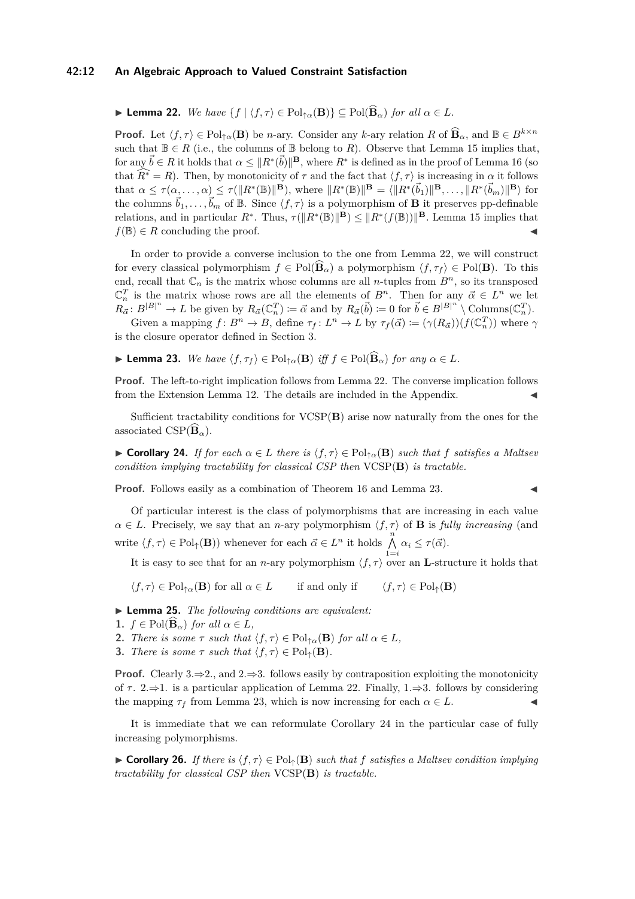▶ **Lemma 22.** *We have* $\{f \mid \langle f, \tau\rangle \in \mathrm{Pol}_{\uparrow\alpha}(\mathbf{B})\} \subseteq \mathrm{Pol}(\widehat{\mathbf{B}}_\alpha)$ *for all* $\alpha \in L$.

**Proof.** Let $\langle f, \tau\rangle \in \mathrm{Pol}_{\uparrow\alpha}(\mathbf{B})$ be $n$-ary. Consider any $k$-ary relation $R$ of $\widehat{\mathbf{B}}_\alpha$, and $\mathbb{B} \in B^{k\times n}$ such that $\mathbb{B} \in R$ (i.e., the columns of $\mathbb{B}$ belong to $R$). Observe that Lemma 15 implies that, for any $\vec{b} \in R$ it holds that $\alpha \leq \|R^*(\vec{b})\|^{\mathbf{B}}$, where $R^*$ is defined as in the proof of Lemma 16 (so that $\widehat{R^*} = R$). Then, by monotonicity of $\tau$ and the fact that $\langle f, \tau\rangle$ is increasing in $\alpha$ it follows that $\alpha \leq \tau(\alpha, \dots, \alpha) \leq \tau(\|R^*(\mathbb{B})\|^{\mathbf{B}})$, where $\|R^*(\mathbb{B})\|^{\mathbf{B}} = \langle \|R^*(\vec{b}_1)\|^{\mathbf{B}}, \dots, \|R^*(\vec{b}_m)\|^{\mathbf{B}}\rangle$ for the columns $\vec{b}_1, \dots, \vec{b}_m$ of $\mathbb{B}$. Since $\langle f, \tau\rangle$ is a polymorphism of $\mathbf{B}$ it preserves pp-definable relations, and in particular $R^*$. Thus, $\tau(\|R^*(\mathbb{B})\|^{\mathbf{B}}) \leq \|R^*(f(\mathbb{B}))\|^{\mathbf{B}}$. Lemma 15 implies that $f(\mathbb{B}) \in R$ concluding the proof. ◀

In order to provide a converse inclusion to the one from Lemma 22, we will construct for every classical polymorphism $f \in \mathrm{Pol}(\widehat{\mathbf{B}}_\alpha)$ a polymorphism $\langle f, \tau_f\rangle \in \mathrm{Pol}(\mathbf{B})$. To this end, recall that $\mathbb{C}_n$ is the matrix whose columns are all $n$-tuples from $B^n$, so its transposed $\mathbb{C}_n^T$ is the matrix whose rows are all the elements of $B^n$. Then for any $\vec{\alpha} \in L^n$ we let $R_{\vec{\alpha}} \colon B^{|B|^n} \to L$ be given by $R_{\vec{\alpha}}(\mathbb{C}_n^T) \coloneqq \vec{\alpha}$ and by $R_{\vec{\alpha}}(\vec{b}) \coloneqq 0$ for $\vec{b} \in B^{|B|^n} \setminus \mathrm{Columns}(\mathbb{C}_n^T)$.

Given a mapping $f \colon B^n \to B$, define $\tau_f \colon L^n \to L$ by $\tau_f(\vec{\alpha}) \coloneqq (\gamma(R_{\vec{\alpha}}))(f(\mathbb{C}_n^T))$ where $\gamma$ is the closure operator defined in Section 3.

▶ **Lemma 23.** *We have* $\langle f, \tau_f\rangle \in \mathrm{Pol}_{\uparrow\alpha}(\mathbf{B})$ *iff* $f \in \mathrm{Pol}(\widehat{\mathbf{B}}_\alpha)$ *for any* $\alpha \in L$.

**Proof.** The left-to-right implication follows from Lemma 22. The converse implication follows from the Extension Lemma 12. The details are included in the Appendix. ◀

Sufficient tractability conditions for $\mathrm{VCSP}(\mathbf{B})$ arise now naturally from the ones for the associated $\mathrm{CSP}(\widehat{\mathbf{B}}_\alpha)$.

▶ **Corollary 24.** *If for each* $\alpha \in L$ *there is* $\langle f, \tau\rangle \in \mathrm{Pol}_{\uparrow\alpha}(\mathbf{B})$ *such that* $f$ *satisfies a Maltsev condition implying tractability for classical CSP then* $\mathrm{VCSP}(\mathbf{B})$ *is tractable.*

**Proof.** Follows easily as a combination of Theorem 16 and Lemma 23. ◀

Of particular interest is the class of polymorphisms that are increasing in each value $\alpha \in L$. Precisely, we say that an $n$-ary polymorphism $\langle f, \tau\rangle$ of $\mathbf{B}$ is *fully increasing* (and write $\langle f, \tau\rangle \in \mathrm{Pol}_{\uparrow}(\mathbf{B})$) whenever for each $\vec{\alpha} \in L^n$ it holds $\bigwedge_{1=i}^{n} \alpha_i \leq \tau(\vec{\alpha})$.

It is easy to see that for an $n$-ary polymorphism $\langle f, \tau\rangle$ over an $\mathbf{L}$-structure it holds that

$$\langle f, \tau\rangle \in \mathrm{Pol}_{\uparrow\alpha}(\mathbf{B}) \text{ for all } \alpha \in L \qquad \text{if and only if} \qquad \langle f, \tau\rangle \in \mathrm{Pol}_{\uparrow}(\mathbf{B})$$

▶ **Lemma 25.** *The following conditions are equivalent:*

1. $f \in \mathrm{Pol}(\widehat{\mathbf{B}}_\alpha)$ *for all* $\alpha \in L$,
2. *There is some* $\tau$ *such that* $\langle f, \tau\rangle \in \mathrm{Pol}_{\uparrow\alpha}(\mathbf{B})$ *for all* $\alpha \in L$,
3. *There is some* $\tau$ *such that* $\langle f, \tau\rangle \in \mathrm{Pol}_{\uparrow}(\mathbf{B})$.

**Proof.** Clearly 3.⇒2., and 2.⇒3. follows easily by contraposition exploiting the monotonicity of $\tau$. 2.⇒1. is a particular application of Lemma 22. Finally, 1.⇒3. follows by considering the mapping $\tau_f$ from Lemma 23, which is now increasing for each $\alpha \in L$. ◀

It is immediate that we can reformulate Corollary 24 in the particular case of fully increasing polymorphisms.

▶ **Corollary 26.** *If there is* $\langle f, \tau\rangle \in \mathrm{Pol}_{\uparrow}(\mathbf{B})$ *such that* $f$ *satisfies a Maltsev condition implying tractability for classical CSP then* $\mathrm{VCSP}(\mathbf{B})$ *is tractable.*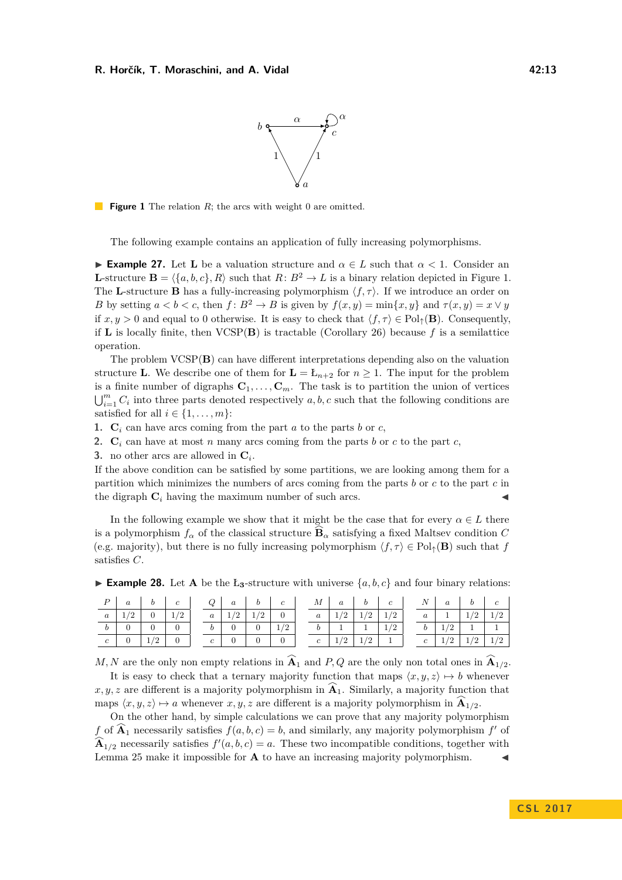**Figure 1** The relation $R$; the arcs with weight 0 are omitted.

The following example contains an application of fully increasing polymorphisms.

▶ **Example 27.** Let $\mathbf{L}$ be a valuation structure and $\alpha \in L$ such that $\alpha < 1$. Consider an $\mathbf{L}$-structure $\mathbf{B} = \langle \{a, b, c\}, R \rangle$ such that $R \colon B^2 \to L$ is a binary relation depicted in Figure 1. The $\mathbf{L}$-structure $\mathbf{B}$ has a fully-increasing polymorphism $\langle f, \tau \rangle$. If we introduce an order on $B$ by setting $a < b < c$, then $f \colon B^2 \to B$ is given by $f(x, y) = \min\{x, y\}$ and $\tau(x, y) = x \vee y$ if $x, y > 0$ and equal to 0 otherwise. It is easy to check that $\langle f, \tau \rangle \in \mathrm{Pol}_{\uparrow}(\mathbf{B})$. Consequently, if $\mathbf{L}$ is locally finite, then $\mathrm{VCSP}(\mathbf{B})$ is tractable (Corollary 26) because $f$ is a semilattice operation.

The problem $\mathrm{VCSP}(\mathbf{B})$ can have different interpretations depending also on the valuation structure $\mathbf{L}$. We describe one of them for $\mathbf{L} = \text{Ł}_{n+2}$ for $n \geq 1$. The input for the problem is a finite number of digraphs $\mathbf{C}_1, \ldots, \mathbf{C}_m$. The task is to partition the union of vertices $\bigcup_{i=1}^{m} C_i$ into three parts denoted respectively $a, b, c$ such that the following conditions are satisfied for all $i \in \{1, \ldots, m\}$:

1. $\mathbf{C}_i$ can have arcs coming from the part $a$ to the parts $b$ or $c$,
2. $\mathbf{C}_i$ can have at most $n$ many arcs coming from the parts $b$ or $c$ to the part $c$,
3. no other arcs are allowed in $\mathbf{C}_i$.

If the above condition can be satisfied by some partitions, we are looking among them for a partition which minimizes the numbers of arcs coming from the parts $b$ or $c$ to the part $c$ in the digraph $\mathbf{C}_i$ having the maximum number of such arcs. ◀

In the following example we show that it might be the case that for every $\alpha \in L$ there is a polymorphism $f_\alpha$ of the classical structure $\widehat{\mathbf{B}}_\alpha$ satisfying a fixed Maltsev condition $C$ (e.g. majority), but there is no fully increasing polymorphism $\langle f, \tau \rangle \in \mathrm{Pol}_{\uparrow}(\mathbf{B})$ such that $f$ satisfies $C$.

▶ **Example 28.** Let $\mathbf{A}$ be the $\text{Ł}_3$-structure with universe $\{a, b, c\}$ and four binary relations:

| $P$ | $a$ | $b$ | $c$ |
|---|---|---|---|
| $a$ | $1/2$ | $0$ | $1/2$ |
| $b$ | $0$ | $0$ | $0$ |
| $c$ | $0$ | $1/2$ | $0$ |

| $Q$ | $a$ | $b$ | $c$ |
|---|---|---|---|
| $a$ | $1/2$ | $1/2$ | $0$ |
| $b$ | $0$ | $0$ | $1/2$ |
| $c$ | $0$ | $0$ | $0$ |

| $M$ | $a$ | $b$ | $c$ |
|---|---|---|---|
| $a$ | $1/2$ | $1/2$ | $1/2$ |
| $b$ | $1$ | $1$ | $1/2$ |
| $c$ | $1/2$ | $1/2$ | $1$ |

| $N$ | $a$ | $b$ | $c$ |
|---|---|---|---|
| $a$ | $1$ | $1/2$ | $1/2$ |
| $b$ | $1/2$ | $1$ | $1$ |
| $c$ | $1/2$ | $1/2$ | $1/2$ |

$M, N$ are the only non empty relations in $\widehat{\mathbf{A}}_1$ and $P, Q$ are the only non total ones in $\widehat{\mathbf{A}}_{1/2}$.

It is easy to check that a ternary majority function that maps $\langle x, y, z \rangle \mapsto b$ whenever $x, y, z$ are different is a majority polymorphism in $\widehat{\mathbf{A}}_1$. Similarly, a majority function that maps $\langle x, y, z \rangle \mapsto a$ whenever $x, y, z$ are different is a majority polymorphism in $\widehat{\mathbf{A}}_{1/2}$.

On the other hand, by simple calculations we can prove that any majority polymorphism $f$ of $\widehat{\mathbf{A}}_1$ necessarily satisfies $f(a, b, c) = b$, and similarly, any majority polymorphism $f'$ of $\widehat{\mathbf{A}}_{1/2}$ necessarily satisfies $f'(a, b, c) = a$. These two incompatible conditions, together with Lemma 25 make it impossible for $\mathbf{A}$ to have an increasing majority polymorphism. ◀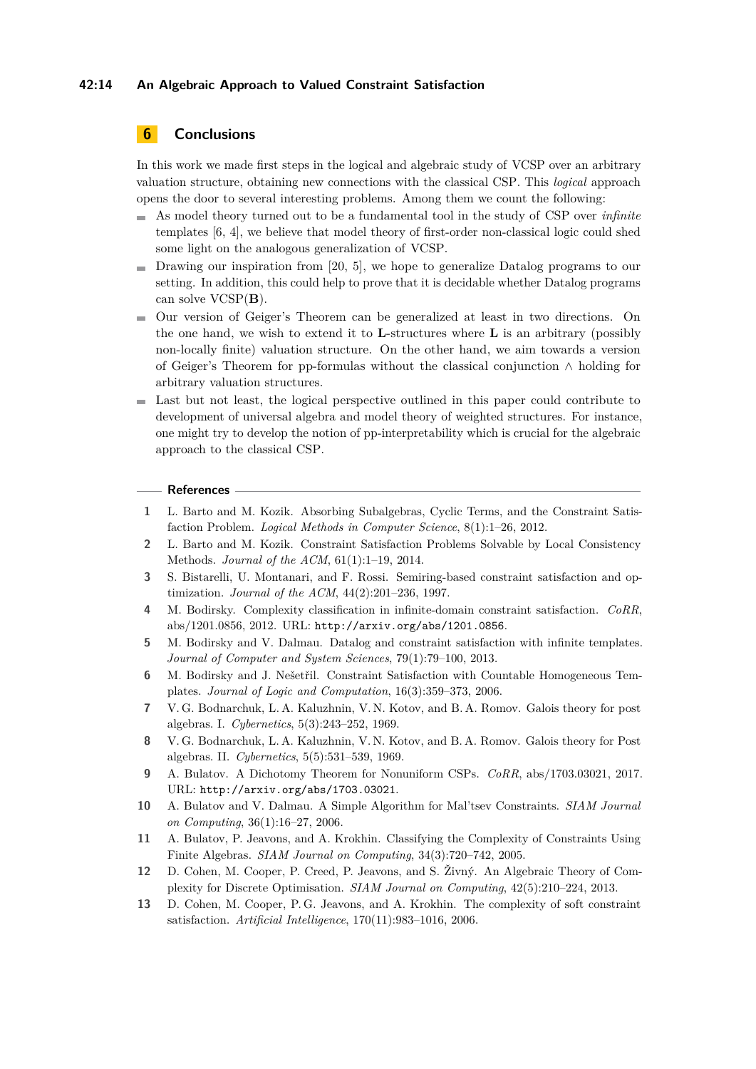## 6 Conclusions

In this work we made first steps in the logical and algebraic study of VCSP over an arbitrary valuation structure, obtaining new connections with the classical CSP. This *logical* approach opens the door to several interesting problems. Among them we count the following:

- As model theory turned out to be a fundamental tool in the study of CSP over *infinite* templates [6, 4], we believe that model theory of first-order non-classical logic could shed some light on the analogous generalization of VCSP.
- Drawing our inspiration from [20, 5], we hope to generalize Datalog programs to our setting. In addition, this could help to prove that it is decidable whether Datalog programs can solve VCSP($\mathbf{B}$).
- Our version of Geiger's Theorem can be generalized at least in two directions. On the one hand, we wish to extend it to $\mathbf{L}$-structures where $\mathbf{L}$ is an arbitrary (possibly non-locally finite) valuation structure. On the other hand, we aim towards a version of Geiger's Theorem for pp-formulas without the classical conjunction $\wedge$ holding for arbitrary valuation structures.
- Last but not least, the logical perspective outlined in this paper could contribute to development of universal algebra and model theory of weighted structures. For instance, one might try to develop the notion of pp-interpretability which is crucial for the algebraic approach to the classical CSP.

### References

1. L. Barto and M. Kozik. Absorbing Subalgebras, Cyclic Terms, and the Constraint Satisfaction Problem. *Logical Methods in Computer Science*, 8(1):1–26, 2012.
2. L. Barto and M. Kozik. Constraint Satisfaction Problems Solvable by Local Consistency Methods. *Journal of the ACM*, 61(1):1–19, 2014.
3. S. Bistarelli, U. Montanari, and F. Rossi. Semiring-based constraint satisfaction and optimization. *Journal of the ACM*, 44(2):201–236, 1997.
4. M. Bodirsky. Complexity classification in infinite-domain constraint satisfaction. *CoRR*, abs/1201.0856, 2012. URL: `http://arxiv.org/abs/1201.0856`.
5. M. Bodirsky and V. Dalmau. Datalog and constraint satisfaction with infinite templates. *Journal of Computer and System Sciences*, 79(1):79–100, 2013.
6. M. Bodirsky and J. Nešetřil. Constraint Satisfaction with Countable Homogeneous Templates. *Journal of Logic and Computation*, 16(3):359–373, 2006.
7. V. G. Bodnarchuk, L. A. Kaluzhnin, V. N. Kotov, and B. A. Romov. Galois theory for post algebras. I. *Cybernetics*, 5(3):243–252, 1969.
8. V. G. Bodnarchuk, L. A. Kaluzhnin, V. N. Kotov, and B. A. Romov. Galois theory for Post algebras. II. *Cybernetics*, 5(5):531–539, 1969.
9. A. Bulatov. A Dichotomy Theorem for Nonuniform CSPs. *CoRR*, abs/1703.03021, 2017. URL: `http://arxiv.org/abs/1703.03021`.
10. A. Bulatov and V. Dalmau. A Simple Algorithm for Mal'tsev Constraints. *SIAM Journal on Computing*, 36(1):16–27, 2006.
11. A. Bulatov, P. Jeavons, and A. Krokhin. Classifying the Complexity of Constraints Using Finite Algebras. *SIAM Journal on Computing*, 34(3):720–742, 2005.
12. D. Cohen, M. Cooper, P. Creed, P. Jeavons, and S. Živný. An Algebraic Theory of Complexity for Discrete Optimisation. *SIAM Journal on Computing*, 42(5):210–224, 2013.
13. D. Cohen, M. Cooper, P. G. Jeavons, and A. Krokhin. The complexity of soft constraint satisfaction. *Artificial Intelligence*, 170(11):983–1016, 2006.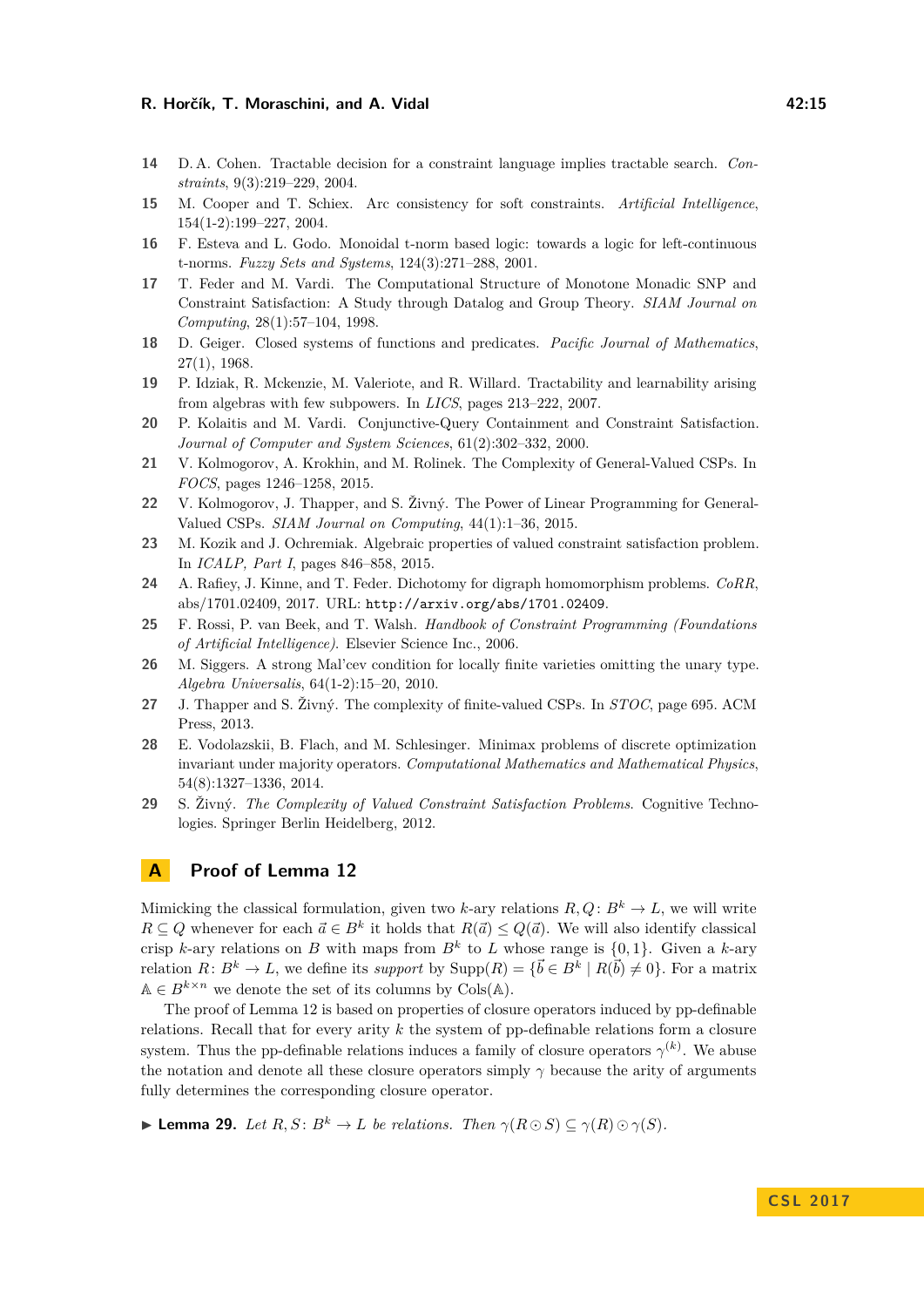14 D. A. Cohen. Tractable decision for a constraint language implies tractable search. *Constraints*, 9(3):219–229, 2004.

15 M. Cooper and T. Schiex. Arc consistency for soft constraints. *Artificial Intelligence*, 154(1-2):199–227, 2004.

16 F. Esteva and L. Godo. Monoidal t-norm based logic: towards a logic for left-continuous t-norms. *Fuzzy Sets and Systems*, 124(3):271–288, 2001.

17 T. Feder and M. Vardi. The Computational Structure of Monotone Monadic SNP and Constraint Satisfaction: A Study through Datalog and Group Theory. *SIAM Journal on Computing*, 28(1):57–104, 1998.

18 D. Geiger. Closed systems of functions and predicates. *Pacific Journal of Mathematics*, 27(1), 1968.

19 P. Idziak, R. Mckenzie, M. Valeriote, and R. Willard. Tractability and learnability arising from algebras with few subpowers. In *LICS*, pages 213–222, 2007.

20 P. Kolaitis and M. Vardi. Conjunctive-Query Containment and Constraint Satisfaction. *Journal of Computer and System Sciences*, 61(2):302–332, 2000.

21 V. Kolmogorov, A. Krokhin, and M. Rolinek. The Complexity of General-Valued CSPs. In *FOCS*, pages 1246–1258, 2015.

22 V. Kolmogorov, J. Thapper, and S. Živný. The Power of Linear Programming for General-Valued CSPs. *SIAM Journal on Computing*, 44(1):1–36, 2015.

23 M. Kozik and J. Ochremiak. Algebraic properties of valued constraint satisfaction problem. In *ICALP, Part I*, pages 846–858, 2015.

24 A. Rafiey, J. Kinne, and T. Feder. Dichotomy for digraph homomorphism problems. *CoRR*, abs/1701.02409, 2017. URL: http://arxiv.org/abs/1701.02409.

25 F. Rossi, P. van Beek, and T. Walsh. *Handbook of Constraint Programming (Foundations of Artificial Intelligence)*. Elsevier Science Inc., 2006.

26 M. Siggers. A strong Mal'cev condition for locally finite varieties omitting the unary type. *Algebra Universalis*, 64(1-2):15–20, 2010.

27 J. Thapper and S. Živný. The complexity of finite-valued CSPs. In *STOC*, page 695. ACM Press, 2013.

28 E. Vodolazskii, B. Flach, and M. Schlesinger. Minimax problems of discrete optimization invariant under majority operators. *Computational Mathematics and Mathematical Physics*, 54(8):1327–1336, 2014.

29 S. Živný. *The Complexity of Valued Constraint Satisfaction Problems*. Cognitive Technologies. Springer Berlin Heidelberg, 2012.

## A Proof of Lemma 12

Mimicking the classical formulation, given two $k$-ary relations $R, Q\colon B^k \to L$, we will write $R \subseteq Q$ whenever for each $\vec{a} \in B^k$ it holds that $R(\vec{a}) \leq Q(\vec{a})$. We will also identify classical crisp $k$-ary relations on $B$ with maps from $B^k$ to $L$ whose range is $\{0, 1\}$. Given a $k$-ary relation $R\colon B^k \to L$, we define its *support* by $\mathrm{Supp}(R) = \{\vec{b} \in B^k \mid R(\vec{b}) \neq 0\}$. For a matrix $\mathbb{A} \in B^{k \times n}$ we denote the set of its columns by $\mathrm{Cols}(\mathbb{A})$.

The proof of Lemma 12 is based on properties of closure operators induced by pp-definable relations. Recall that for every arity $k$ the system of pp-definable relations form a closure system. Thus the pp-definable relations induces a family of closure operators $\gamma^{(k)}$. We abuse the notation and denote all these closure operators simply $\gamma$ because the arity of arguments fully determines the corresponding closure operator.

▶ **Lemma 29.** *Let $R, S\colon B^k \to L$ be relations. Then $\gamma(R \odot S) \subseteq \gamma(R) \odot \gamma(S)$.*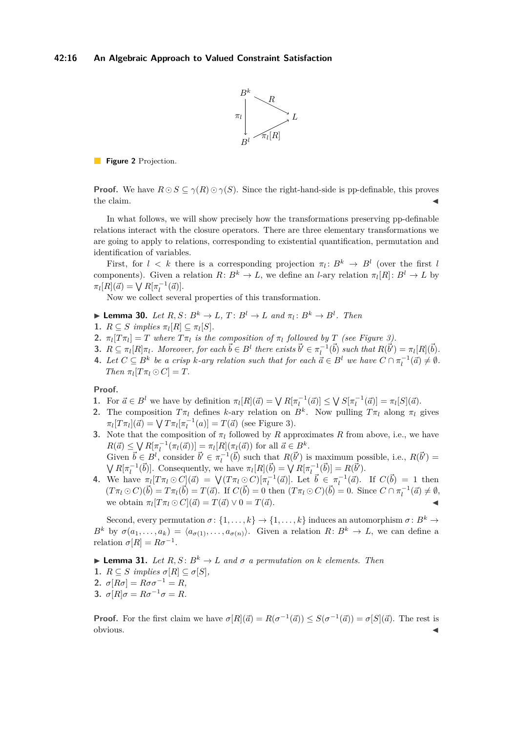**Figure 2** Projection.

**Proof.** We have $R \odot S \subseteq \gamma(R) \odot \gamma(S)$. Since the right-hand-side is pp-definable, this proves the claim. ◀

In what follows, we will show precisely how the transformations preserving pp-definable relations interact with the closure operators. There are three elementary transformations we are going to apply to relations, corresponding to existential quantification, permutation and identification of variables.

First, for $l < k$ there is a corresponding projection $\pi_l \colon B^k \to B^l$ (over the first $l$ components). Given a relation $R \colon B^k \to L$, we define an $l$-ary relation $\pi_l[R] \colon B^l \to L$ by $\pi_l[R](\vec{a}) = \bigvee R[\pi_l^{-1}(\vec{a})]$.

Now we collect several properties of this transformation.

▶ **Lemma 30.** *Let $R, S \colon B^k \to L$, $T \colon B^l \to L$ and $\pi_l \colon B^k \to B^l$. Then*

1. *$R \subseteq S$ implies $\pi_l[R] \subseteq \pi_l[S]$.*
2. *$\pi_l[T\pi_l] = T$ where $T\pi_l$ is the composition of $\pi_l$ followed by $T$ (see Figure 3).*
3. *$R \subseteq \pi_l[R]\pi_l$. Moreover, for each $\vec{b} \in B^l$ there exists $\vec{b'} \in \pi_l^{-1}(\vec{b})$ such that $R(\vec{b'}) = \pi_l[R](\vec{b})$.*
4. *Let $C \subseteq B^k$ be a crisp $k$-ary relation such that for each $\vec{a} \in B^l$ we have $C \cap \pi_l^{-1}(\vec{a}) \neq \emptyset$. Then $\pi_l[T\pi_l \odot C] = T$.*

**Proof.**

1. For $\vec{a} \in B^l$ we have by definition $\pi_l[R](\vec{a}) = \bigvee R[\pi_l^{-1}(\vec{a})] \leq \bigvee S[\pi_l^{-1}(\vec{a})] = \pi_l[S](\vec{a})$.
2. The composition $T\pi_l$ defines $k$-ary relation on $B^k$. Now pulling $T\pi_l$ along $\pi_l$ gives $\pi_l[T\pi_l](\vec{a}) = \bigvee T\pi_l[\pi_l^{-1}(a)] = T(\vec{a})$ (see Figure 3).
3. Note that the composition of $\pi_l$ followed by $R$ approximates $R$ from above, i.e., we have $R(\vec{a}) \leq \bigvee R[\pi_l^{-1}(\pi_l(\vec{a}))] = \pi_l[R](\pi_l(\vec{a}))$ for all $\vec{a} \in B^k$.
   Given $\vec{b} \in B^l$, consider $\vec{b'} \in \pi_l^{-1}(\vec{b})$ such that $R(\vec{b'})$ is maximum possible, i.e., $R(\vec{b'}) = \bigvee R[\pi_l^{-1}(\vec{b})]$. Consequently, we have $\pi_l[R](\vec{b}) = \bigvee R[\pi_l^{-1}(\vec{b})] = R(\vec{b'})$.
4. We have $\pi_l[T\pi_l \odot C](\vec{a}) = \bigvee(T\pi_l \odot C)[\pi_l^{-1}(\vec{a})]$. Let $\vec{b} \in \pi_l^{-1}(\vec{a})$. If $C(\vec{b}) = 1$ then $(T\pi_l \odot C)(\vec{b}) = T\pi_l(\vec{b}) = T(\vec{a})$. If $C(\vec{b}) = 0$ then $(T\pi_l \odot C)(\vec{b}) = 0$. Since $C \cap \pi_l^{-1}(\vec{a}) \neq \emptyset$, we obtain $\pi_l[T\pi_l \odot C](\vec{a}) = T(\vec{a}) \vee 0 = T(\vec{a})$. ◀

Second, every permutation $\sigma \colon \{1, \ldots, k\} \to \{1, \ldots, k\}$ induces an automorphism $\sigma \colon B^k \to B^k$ by $\sigma(a_1, \ldots, a_k) = \langle a_{\sigma(1)}, \ldots, a_{\sigma(n)} \rangle$. Given a relation $R \colon B^k \to L$, we can define a relation $\sigma[R] = R\sigma^{-1}$.

▶ **Lemma 31.** *Let $R, S \colon B^k \to L$ and $\sigma$ a permutation on $k$ elements. Then*

1. *$R \subseteq S$ implies $\sigma[R] \subseteq \sigma[S]$,*
2. *$\sigma[R\sigma] = R\sigma\sigma^{-1} = R$,*
3. *$\sigma[R]\sigma = R\sigma^{-1}\sigma = R$.*

**Proof.** For the first claim we have $\sigma[R](\vec{a}) = R(\sigma^{-1}(\vec{a})) \leq S(\sigma^{-1}(\vec{a})) = \sigma[S](\vec{a})$. The rest is obvious. ◀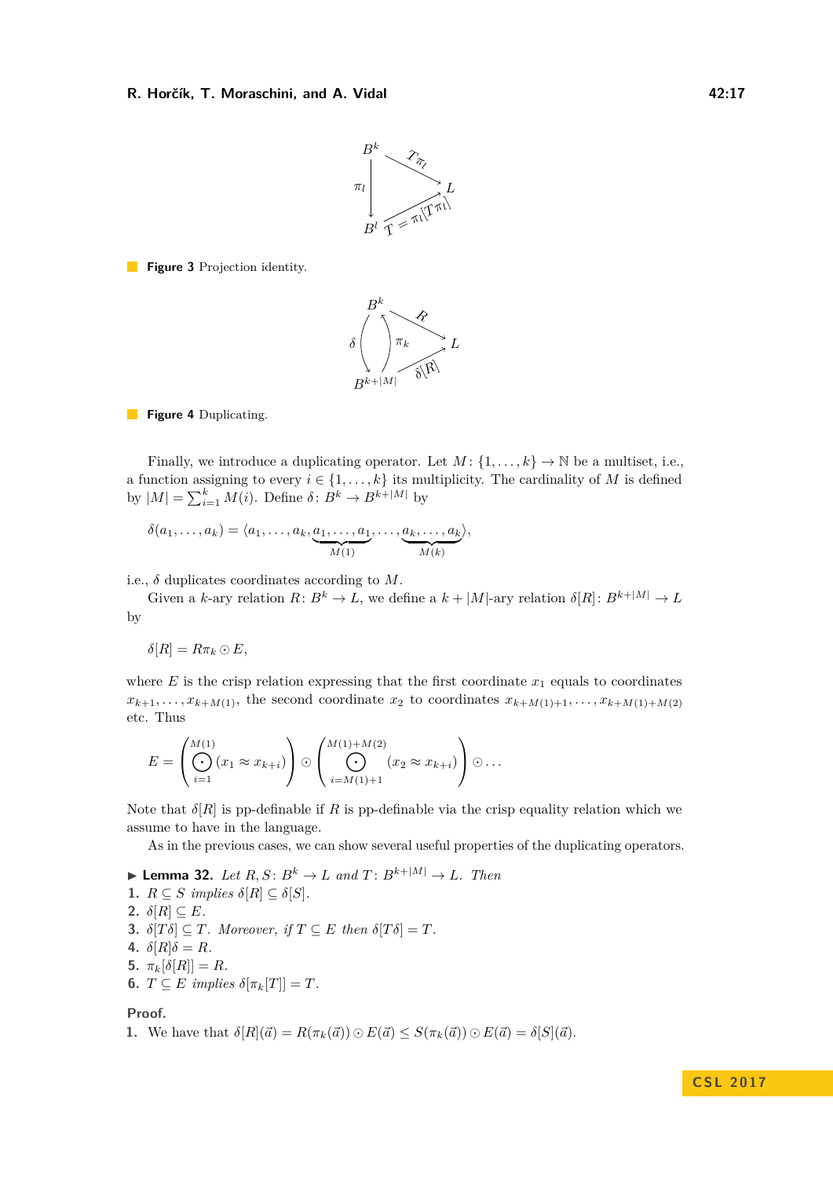**Figure 3** Projection identity.

**Figure 4** Duplicating.

Finally, we introduce a duplicating operator. Let $M\colon \{1,\dots,k\} \to \mathbb{N}$ be a multiset, i.e., a function assigning to every $i \in \{1,\dots,k\}$ its multiplicity. The cardinality of $M$ is defined by $|M| = \sum_{i=1}^{k} M(i)$. Define $\delta\colon B^k \to B^{k+|M|}$ by

$$\delta(a_1,\dots,a_k) = \langle a_1,\dots,a_k, \underbrace{a_1,\dots,a_1}_{M(1)}, \dots, \underbrace{a_k,\dots,a_k}_{M(k)} \rangle,$$

i.e., $\delta$ duplicates coordinates according to $M$.

Given a $k$-ary relation $R\colon B^k \to L$, we define a $k+|M|$-ary relation $\delta[R]\colon B^{k+|M|} \to L$ by

$$\delta[R] = R\pi_k \odot E,$$

where $E$ is the crisp relation expressing that the first coordinate $x_1$ equals to coordinates $x_{k+1},\dots,x_{k+M(1)}$, the second coordinate $x_2$ to coordinates $x_{k+M(1)+1},\dots,x_{k+M(1)+M(2)}$ etc. Thus

$$E = \left(\bigodot_{i=1}^{M(1)} (x_1 \approx x_{k+i})\right) \odot \left(\bigodot_{i=M(1)+1}^{M(1)+M(2)} (x_2 \approx x_{k+i})\right) \odot \dots$$

Note that $\delta[R]$ is pp-definable if $R$ is pp-definable via the crisp equality relation which we assume to have in the language.

As in the previous cases, we can show several useful properties of the duplicating operators.

▶ **Lemma 32.** *Let $R, S\colon B^k \to L$ and $T\colon B^{k+|M|} \to L$. Then*

1. *$R \subseteq S$ implies $\delta[R] \subseteq \delta[S]$.*
2. *$\delta[R] \subseteq E$.*
3. *$\delta[T\delta] \subseteq T$. Moreover, if $T \subseteq E$ then $\delta[T\delta] = T$.*
4. *$\delta[R]\delta = R$.*
5. *$\pi_k[\delta[R]] = R$.*
6. *$T \subseteq E$ implies $\delta[\pi_k[T]] = T$.*

**Proof.**

1. We have that $\delta[R](\vec{a}) = R(\pi_k(\vec{a})) \odot E(\vec{a}) \leq S(\pi_k(\vec{a})) \odot E(\vec{a}) = \delta[S](\vec{a})$.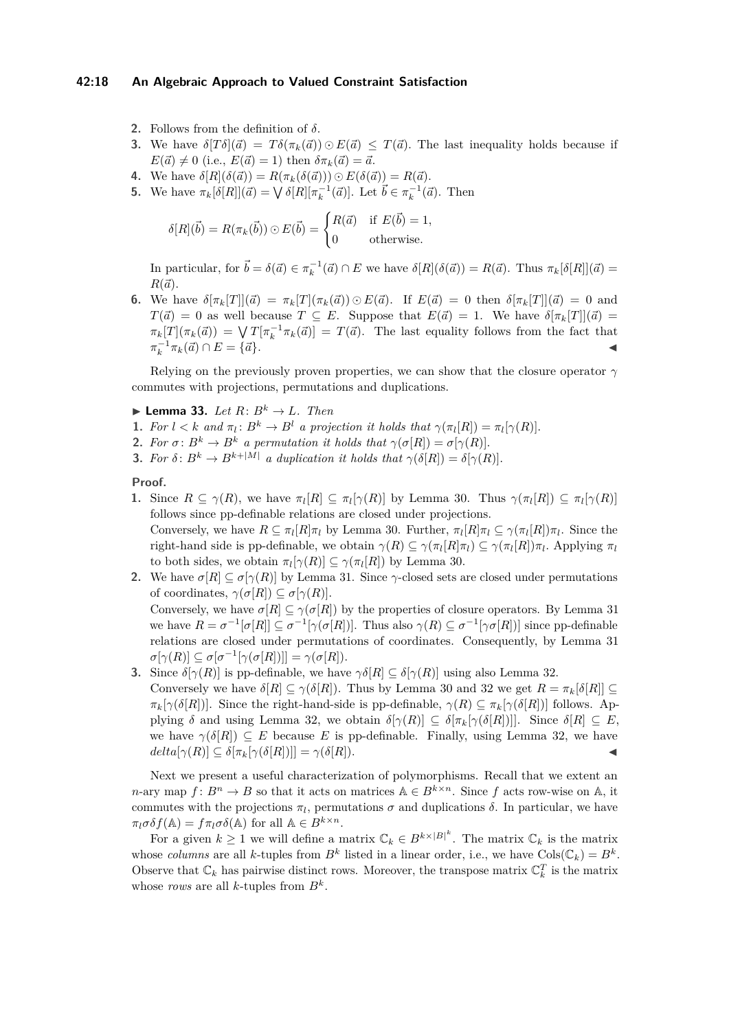2. Follows from the definition of $\delta$.
3. We have $\delta[T\delta](\vec{a}) = T\delta(\pi_k(\vec{a})) \odot E(\vec{a}) \leq T(\vec{a})$. The last inequality holds because if $E(\vec{a}) \neq 0$ (i.e., $E(\vec{a}) = 1$) then $\delta\pi_k(\vec{a}) = \vec{a}$.
4. We have $\delta[R](\delta(\vec{a})) = R(\pi_k(\delta(\vec{a}))) \odot E(\delta(\vec{a})) = R(\vec{a})$.
5. We have $\pi_k[\delta[R]](\vec{a}) = \bigvee \delta[R][\pi_k^{-1}(\vec{a})]$. Let $\vec{b} \in \pi_k^{-1}(\vec{a})$. Then

$$\delta[R](\vec{b}) = R(\pi_k(\vec{b})) \odot E(\vec{b}) = \begin{cases} R(\vec{a}) & \text{if } E(\vec{b}) = 1, \\ 0 & \text{otherwise.} \end{cases}$$

In particular, for $\vec{b} = \delta(\vec{a}) \in \pi_k^{-1}(\vec{a}) \cap E$ we have $\delta[R](\delta(\vec{a})) = R(\vec{a})$. Thus $\pi_k[\delta[R]](\vec{a}) = R(\vec{a})$.
6. We have $\delta[\pi_k[T]](\vec{a}) = \pi_k[T](\pi_k(\vec{a})) \odot E(\vec{a})$. If $E(\vec{a}) = 0$ then $\delta[\pi_k[T]](\vec{a}) = 0$ and $T(\vec{a}) = 0$ as well because $T \subseteq E$. Suppose that $E(\vec{a}) = 1$. We have $\delta[\pi_k[T]](\vec{a}) = \pi_k[T](\pi_k(\vec{a})) = \bigvee T[\pi_k^{-1}\pi_k(\vec{a})] = T(\vec{a})$. The last equality follows from the fact that $\pi_k^{-1}\pi_k(\vec{a}) \cap E = \{\vec{a}\}$. ◀

Relying on the previously proven properties, we can show that the closure operator $\gamma$ commutes with projections, permutations and duplications.

▶ **Lemma 33.** *Let $R\colon B^k \to L$. Then*
1. *For $l < k$ and $\pi_l\colon B^k \to B^l$ a projection it holds that $\gamma(\pi_l[R]) = \pi_l[\gamma(R)]$.*
2. *For $\sigma\colon B^k \to B^k$ a permutation it holds that $\gamma(\sigma[R]) = \sigma[\gamma(R)]$.*
3. *For $\delta\colon B^k \to B^{k+|M|}$ a duplication it holds that $\gamma(\delta[R]) = \delta[\gamma(R)]$.*

**Proof.**
1. Since $R \subseteq \gamma(R)$, we have $\pi_l[R] \subseteq \pi_l[\gamma(R)]$ by Lemma 30. Thus $\gamma(\pi_l[R]) \subseteq \pi_l[\gamma(R)]$ follows since pp-definable relations are closed under projections.
Conversely, we have $R \subseteq \pi_l[R]\pi_l$ by Lemma 30. Further, $\pi_l[R]\pi_l \subseteq \gamma(\pi_l[R])\pi_l$. Since the right-hand side is pp-definable, we obtain $\gamma(R) \subseteq \gamma(\pi_l[R]\pi_l) \subseteq \gamma(\pi_l[R])\pi_l$. Applying $\pi_l$ to both sides, we obtain $\pi_l[\gamma(R)] \subseteq \gamma(\pi_l[R])$ by Lemma 30.
2. We have $\sigma[R] \subseteq \sigma[\gamma(R)]$ by Lemma 31. Since $\gamma$-closed sets are closed under permutations of coordinates, $\gamma(\sigma[R]) \subseteq \sigma[\gamma(R)]$.
Conversely, we have $\sigma[R] \subseteq \gamma(\sigma[R])$ by the properties of closure operators. By Lemma 31 we have $R = \sigma^{-1}[\sigma[R]] \subseteq \sigma^{-1}[\gamma(\sigma[R])]$. Thus also $\gamma(R) \subseteq \sigma^{-1}[\gamma\sigma[R])]$ since pp-definable relations are closed under permutations of coordinates. Consequently, by Lemma 31 $\sigma[\gamma(R)] \subseteq \sigma[\sigma^{-1}[\gamma(\sigma[R])]] = \gamma(\sigma[R])$.
3. Since $\delta[\gamma(R)]$ is pp-definable, we have $\gamma\delta[R] \subseteq \delta[\gamma(R)]$ using also Lemma 32.
Conversely we have $\delta[R] \subseteq \gamma(\delta[R])$. Thus by Lemma 30 and 32 we get $R = \pi_k[\delta[R]] \subseteq \pi_k[\gamma(\delta[R])]$. Since the right-hand-side is pp-definable, $\gamma(R) \subseteq \pi_k[\gamma(\delta[R])]$ follows. Applying $\delta$ and using Lemma 32, we obtain $\delta[\gamma(R)] \subseteq \delta[\pi_k[\gamma(\delta[R])]]$. Since $\delta[R] \subseteq E$, we have $\gamma(\delta[R]) \subseteq E$ because $E$ is pp-definable. Finally, using Lemma 32, we have $delta[\gamma(R)] \subseteq \delta[\pi_k[\gamma(\delta[R])]] = \gamma(\delta[R])$. ◀

Next we present a useful characterization of polymorphisms. Recall that we extent an $n$-ary map $f\colon B^n \to B$ so that it acts on matrices $\mathbb{A} \in B^{k\times n}$. Since $f$ acts row-wise on $\mathbb{A}$, it commutes with the projections $\pi_l$, permutations $\sigma$ and duplications $\delta$. In particular, we have $\pi_l\sigma\delta f(\mathbb{A}) = f\pi_l\sigma\delta(\mathbb{A})$ for all $\mathbb{A} \in B^{k\times n}$.

For a given $k \geq 1$ we will define a matrix $\mathbb{C}_k \in B^{k\times|B|^k}$. The matrix $\mathbb{C}_k$ is the matrix whose *columns* are all $k$-tuples from $B^k$ listed in a linear order, i.e., we have $\text{Cols}(\mathbb{C}_k) = B^k$. Observe that $\mathbb{C}_k$ has pairwise distinct rows. Moreover, the transpose matrix $\mathbb{C}_k^T$ is the matrix whose *rows* are all $k$-tuples from $B^k$.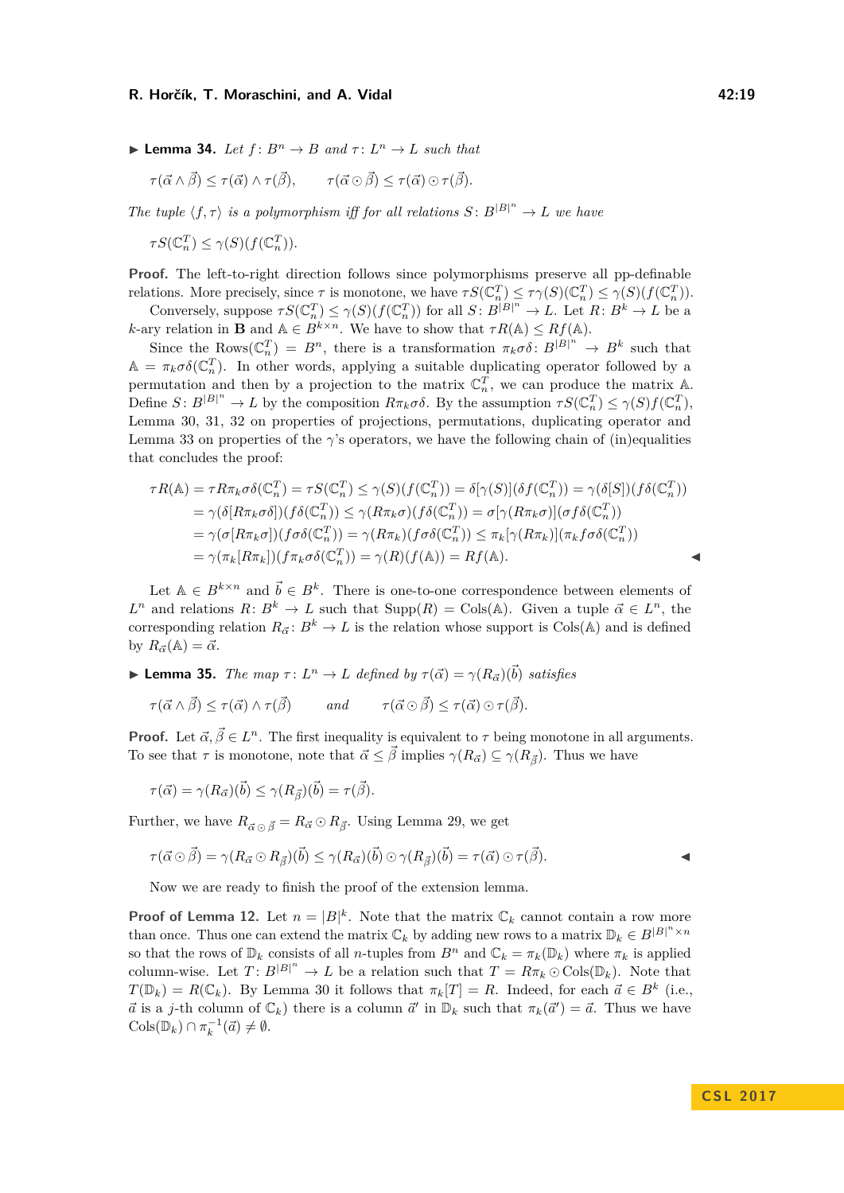▶ **Lemma 34.** *Let $f\colon B^n \to B$ and $\tau\colon L^n \to L$ such that*

$$\tau(\vec{\alpha} \wedge \vec{\beta}) \leq \tau(\vec{\alpha}) \wedge \tau(\vec{\beta}), \qquad \tau(\vec{\alpha} \odot \vec{\beta}) \leq \tau(\vec{\alpha}) \odot \tau(\vec{\beta}).$$

*The tuple $\langle f, \tau\rangle$ is a polymorphism iff for all relations $S\colon B^{|B|^n} \to L$ we have*

$$\tau S(\mathbb{C}_n^T) \leq \gamma(S)(f(\mathbb{C}_n^T)).$$

**Proof.** The left-to-right direction follows since polymorphisms preserve all pp-definable relations. More precisely, since $\tau$ is monotone, we have $\tau S(\mathbb{C}_n^T) \leq \tau\gamma(S)(\mathbb{C}_n^T) \leq \gamma(S)(f(\mathbb{C}_n^T))$.

Conversely, suppose $\tau S(\mathbb{C}_n^T) \leq \gamma(S)(f(\mathbb{C}_n^T))$ for all $S\colon B^{|B|^n} \to L$. Let $R\colon B^k \to L$ be a $k$-ary relation in $\mathbf{B}$ and $\mathbb{A} \in B^{k\times n}$. We have to show that $\tau R(\mathbb{A}) \leq Rf(\mathbb{A})$.

Since the $\mathrm{Rows}(\mathbb{C}_n^T) = B^n$, there is a transformation $\pi_k\sigma\delta\colon B^{|B|^n} \to B^k$ such that $\mathbb{A} = \pi_k\sigma\delta(\mathbb{C}_n^T)$. In other words, applying a suitable duplicating operator followed by a permutation and then by a projection to the matrix $\mathbb{C}_n^T$, we can produce the matrix $\mathbb{A}$. Define $S\colon B^{|B|^n} \to L$ by the composition $R\pi_k\sigma\delta$. By the assumption $\tau S(\mathbb{C}_n^T) \leq \gamma(S)f(\mathbb{C}_n^T)$, Lemma 30, 31, 32 on properties of projections, permutations, duplicating operator and Lemma 33 on properties of the $\gamma$'s operators, we have the following chain of (in)equalities that concludes the proof:

$$\begin{aligned}
\tau R(\mathbb{A}) &= \tau R\pi_k\sigma\delta(\mathbb{C}_n^T) = \tau S(\mathbb{C}_n^T) \leq \gamma(S)(f(\mathbb{C}_n^T)) = \delta[\gamma(S)](\delta f(\mathbb{C}_n^T)) = \gamma(\delta[S])(f\delta(\mathbb{C}_n^T)) \\
&= \gamma(\delta[R\pi_k\sigma\delta])(f\delta(\mathbb{C}_n^T)) \leq \gamma(R\pi_k\sigma)(f\delta(\mathbb{C}_n^T)) = \sigma[\gamma(R\pi_k\sigma)](\sigma f\delta(\mathbb{C}_n^T)) \\
&= \gamma(\sigma[R\pi_k\sigma])(f\sigma\delta(\mathbb{C}_n^T)) = \gamma(R\pi_k)(f\sigma\delta(\mathbb{C}_n^T)) \leq \pi_k[\gamma(R\pi_k)](\pi_k f\sigma\delta(\mathbb{C}_n^T)) \\
&= \gamma(\pi_k[R\pi_k])(f\pi_k\sigma\delta(\mathbb{C}_n^T)) = \gamma(R)(f(\mathbb{A})) = Rf(\mathbb{A}).
\end{aligned}$$

◀

Let $\mathbb{A} \in B^{k\times n}$ and $\vec{b} \in B^k$. There is one-to-one correspondence between elements of $L^n$ and relations $R\colon B^k \to L$ such that $\mathrm{Supp}(R) = \mathrm{Cols}(\mathbb{A})$. Given a tuple $\vec{\alpha} \in L^n$, the corresponding relation $R_{\vec{\alpha}}\colon B^k \to L$ is the relation whose support is $\mathrm{Cols}(\mathbb{A})$ and is defined by $R_{\vec{\alpha}}(\mathbb{A}) = \vec{\alpha}$.

▶ **Lemma 35.** *The map $\tau\colon L^n \to L$ defined by $\tau(\vec{\alpha}) = \gamma(R_{\vec{\alpha}})(\vec{b})$ satisfies*

$$\tau(\vec{\alpha} \wedge \vec{\beta}) \leq \tau(\vec{\alpha}) \wedge \tau(\vec{\beta}) \qquad \textit{and} \qquad \tau(\vec{\alpha} \odot \vec{\beta}) \leq \tau(\vec{\alpha}) \odot \tau(\vec{\beta}).$$

**Proof.** Let $\vec{\alpha}, \vec{\beta} \in L^n$. The first inequality is equivalent to $\tau$ being monotone in all arguments. To see that $\tau$ is monotone, note that $\vec{\alpha} \leq \vec{\beta}$ implies $\gamma(R_{\vec{\alpha}}) \subseteq \gamma(R_{\vec{\beta}})$. Thus we have

$$\tau(\vec{\alpha}) = \gamma(R_{\vec{\alpha}})(\vec{b}) \leq \gamma(R_{\vec{\beta}})(\vec{b}) = \tau(\vec{\beta}).$$

Further, we have $R_{\vec{\alpha}\odot\vec{\beta}} = R_{\vec{\alpha}} \odot R_{\vec{\beta}}$. Using Lemma 29, we get

$$\tau(\vec{\alpha} \odot \vec{\beta}) = \gamma(R_{\vec{\alpha}} \odot R_{\vec{\beta}})(\vec{b}) \leq \gamma(R_{\vec{\alpha}})(\vec{b}) \odot \gamma(R_{\vec{\beta}})(\vec{b}) = \tau(\vec{\alpha}) \odot \tau(\vec{\beta}).$$

◀

Now we are ready to finish the proof of the extension lemma.

**Proof of Lemma 12.** Let $n = |B|^k$. Note that the matrix $\mathbb{C}_k$ cannot contain a row more than once. Thus one can extend the matrix $\mathbb{C}_k$ by adding new rows to a matrix $\mathbb{D}_k \in B^{|B|^n\times n}$ so that the rows of $\mathbb{D}_k$ consists of all $n$-tuples from $B^n$ and $\mathbb{C}_k = \pi_k(\mathbb{D}_k)$ where $\pi_k$ is applied column-wise. Let $T\colon B^{|B|^n} \to L$ be a relation such that $T = R\pi_k \odot \mathrm{Cols}(\mathbb{D}_k)$. Note that $T(\mathbb{D}_k) = R(\mathbb{C}_k)$. By Lemma 30 it follows that $\pi_k[T] = R$. Indeed, for each $\vec{a} \in B^k$ (i.e., $\vec{a}$ is a $j$-th column of $\mathbb{C}_k$) there is a column $\vec{a}'$ in $\mathbb{D}_k$ such that $\pi_k(\vec{a}') = \vec{a}$. Thus we have $\mathrm{Cols}(\mathbb{D}_k) \cap \pi_k^{-1}(\vec{a}) \neq \emptyset$.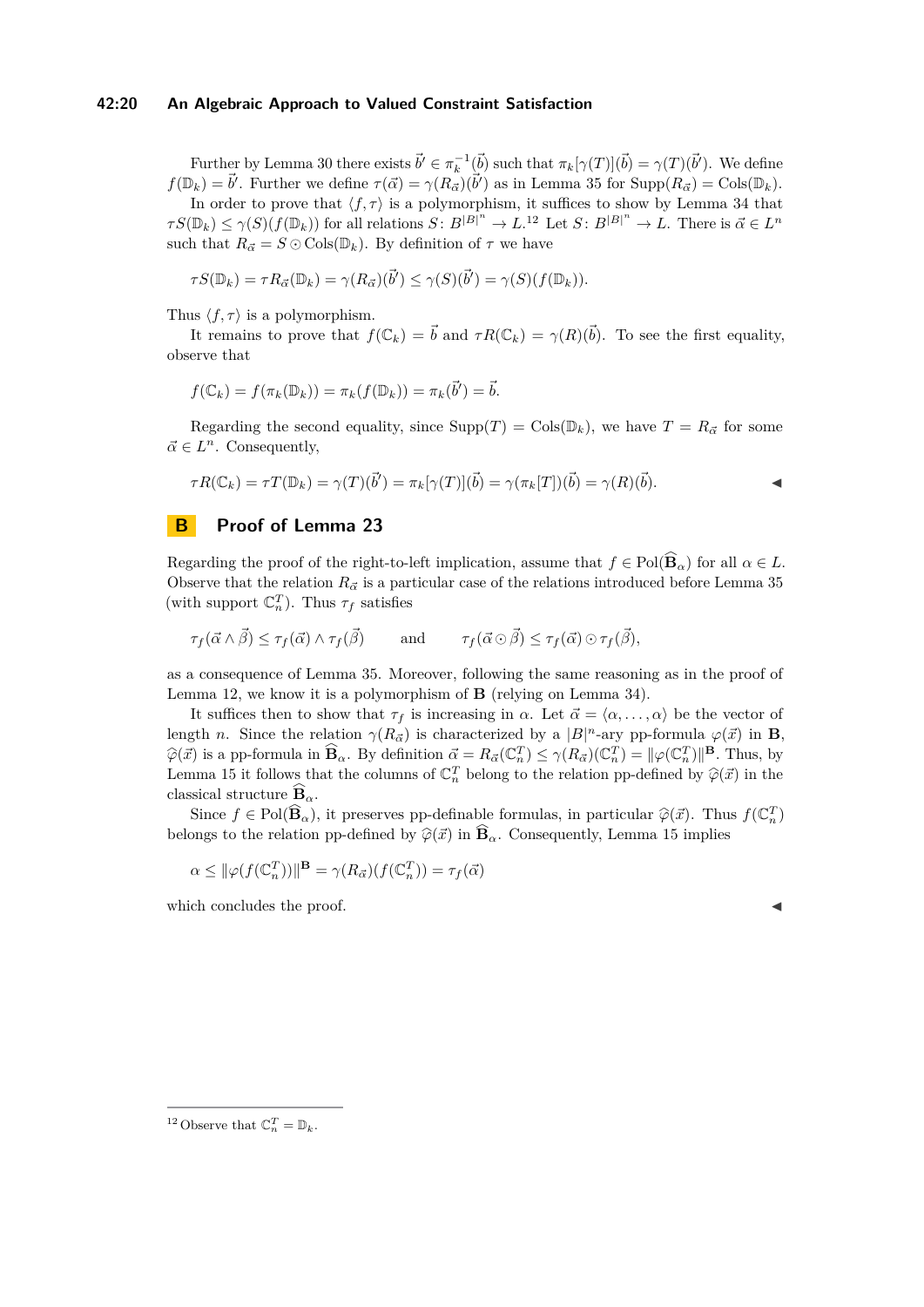Further by Lemma 30 there exists $\vec{b}' \in \pi_k^{-1}(\vec{b})$ such that $\pi_k[\gamma(T)](\vec{b}) = \gamma(T)(\vec{b}')$. We define $f(\mathbb{D}_k) = \vec{b}'$. Further we define $\tau(\vec{\alpha}) = \gamma(R_{\vec{\alpha}})(\vec{b}')$ as in Lemma 35 for $\mathrm{Supp}(R_{\vec{\alpha}}) = \mathrm{Cols}(\mathbb{D}_k)$.

In order to prove that $\langle f, \tau \rangle$ is a polymorphism, it suffices to show by Lemma 34 that $\tau S(\mathbb{D}_k) \leq \gamma(S)(f(\mathbb{D}_k))$ for all relations $S\colon B^{|B|^n} \to L$.[12] Let $S\colon B^{|B|^n} \to L$. There is $\vec{\alpha} \in L^n$ such that $R_{\vec{\alpha}} = S \odot \mathrm{Cols}(\mathbb{D}_k)$. By definition of $\tau$ we have

$$\tau S(\mathbb{D}_k) = \tau R_{\vec{\alpha}}(\mathbb{D}_k) = \gamma(R_{\vec{\alpha}})(\vec{b}') \leq \gamma(S)(\vec{b}') = \gamma(S)(f(\mathbb{D}_k)).$$

Thus $\langle f, \tau \rangle$ is a polymorphism.

It remains to prove that $f(\mathbb{C}_k) = \vec{b}$ and $\tau R(\mathbb{C}_k) = \gamma(R)(\vec{b})$. To see the first equality, observe that

$$f(\mathbb{C}_k) = f(\pi_k(\mathbb{D}_k)) = \pi_k(f(\mathbb{D}_k)) = \pi_k(\vec{b}') = \vec{b}.$$

Regarding the second equality, since $\mathrm{Supp}(T) = \mathrm{Cols}(\mathbb{D}_k)$, we have $T = R_{\vec{\alpha}}$ for some $\vec{\alpha} \in L^n$. Consequently,

$$\tau R(\mathbb{C}_k) = \tau T(\mathbb{D}_k) = \gamma(T)(\vec{b}') = \pi_k[\gamma(T)](\vec{b}) = \gamma(\pi_k[T])(\vec{b}) = \gamma(R)(\vec{b}). \qquad \blacktriangleleft$$

# B Proof of Lemma 23

Regarding the proof of the right-to-left implication, assume that $f \in \mathrm{Pol}(\widehat{\mathbf{B}}_\alpha)$ for all $\alpha \in L$. Observe that the relation $R_{\vec{\alpha}}$ is a particular case of the relations introduced before Lemma 35 (with support $\mathbb{C}_n^T$). Thus $\tau_f$ satisfies

$$\tau_f(\vec{\alpha} \wedge \vec{\beta}) \leq \tau_f(\vec{\alpha}) \wedge \tau_f(\vec{\beta}) \qquad \text{and} \qquad \tau_f(\vec{\alpha} \odot \vec{\beta}) \leq \tau_f(\vec{\alpha}) \odot \tau_f(\vec{\beta}),$$

as a consequence of Lemma 35. Moreover, following the same reasoning as in the proof of Lemma 12, we know it is a polymorphism of $\mathbf{B}$ (relying on Lemma 34).

It suffices then to show that $\tau_f$ is increasing in $\alpha$. Let $\vec{\alpha} = \langle \alpha, \dots, \alpha \rangle$ be the vector of length $n$. Since the relation $\gamma(R_{\vec{\alpha}})$ is characterized by a $|B|^n$-ary pp-formula $\varphi(\vec{x})$ in $\mathbf{B}$, $\widehat{\varphi}(\vec{x})$ is a pp-formula in $\widehat{\mathbf{B}}_\alpha$. By definition $\vec{\alpha} = R_{\vec{\alpha}}(\mathbb{C}_n^T) \leq \gamma(R_{\vec{\alpha}})(\mathbb{C}_n^T) = \|\varphi(\mathbb{C}_n^T)\|^{\mathbf{B}}$. Thus, by Lemma 15 it follows that the columns of $\mathbb{C}_n^T$ belong to the relation pp-defined by $\widehat{\varphi}(\vec{x})$ in the classical structure $\widehat{\mathbf{B}}_\alpha$.

Since $f \in \mathrm{Pol}(\widehat{\mathbf{B}}_\alpha)$, it preserves pp-definable formulas, in particular $\widehat{\varphi}(\vec{x})$. Thus $f(\mathbb{C}_n^T)$ belongs to the relation pp-defined by $\widehat{\varphi}(\vec{x})$ in $\widehat{\mathbf{B}}_\alpha$. Consequently, Lemma 15 implies

$$\alpha \leq \|\varphi(f(\mathbb{C}_n^T))\|^{\mathbf{B}} = \gamma(R_{\vec{\alpha}})(f(\mathbb{C}_n^T)) = \tau_f(\vec{\alpha})$$

which concludes the proof. $\blacktriangleleft$

[12] Observe that $\mathbb{C}_n^T = \mathbb{D}_k$.